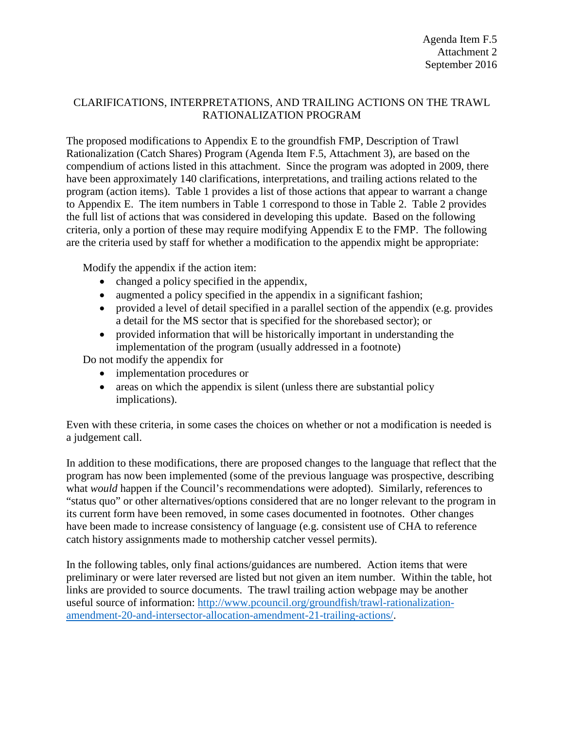Agenda Item F.5
Attachment 2
September 2016

# CLARIFICATIONS, INTERPRETATIONS, AND TRAILING ACTIONS ON THE TRAWL RATIONALIZATION PROGRAM

The proposed modifications to Appendix E to the groundfish FMP, Description of Trawl Rationalization (Catch Shares) Program (Agenda Item F.5, Attachment 3), are based on the compendium of actions listed in this attachment. Since the program was adopted in 2009, there have been approximately 140 clarifications, interpretations, and trailing actions related to the program (action items). Table 1 provides a list of those actions that appear to warrant a change to Appendix E. The item numbers in Table 1 correspond to those in Table 2. Table 2 provides the full list of actions that was considered in developing this update. Based on the following criteria, only a portion of these may require modifying Appendix E to the FMP. The following are the criteria used by staff for whether a modification to the appendix might be appropriate:

Modify the appendix if the action item:

- changed a policy specified in the appendix,
- augmented a policy specified in the appendix in a significant fashion;
- provided a level of detail specified in a parallel section of the appendix (e.g. provides a detail for the MS sector that is specified for the shorebased sector); or
- provided information that will be historically important in understanding the implementation of the program (usually addressed in a footnote)

Do not modify the appendix for

- implementation procedures or
- areas on which the appendix is silent (unless there are substantial policy implications).

Even with these criteria, in some cases the choices on whether or not a modification is needed is a judgement call.

In addition to these modifications, there are proposed changes to the language that reflect that the program has now been implemented (some of the previous language was prospective, describing what *would* happen if the Council's recommendations were adopted). Similarly, references to "status quo" or other alternatives/options considered that are no longer relevant to the program in its current form have been removed, in some cases documented in footnotes. Other changes have been made to increase consistency of language (e.g. consistent use of CHA to reference catch history assignments made to mothership catcher vessel permits).

In the following tables, only final actions/guidances are numbered. Action items that were preliminary or were later reversed are listed but not given an item number. Within the table, hot links are provided to source documents. The trawl trailing action webpage may be another useful source of information: [http://www.pcouncil.org/groundfish/trawl-rationalization-amendment-20-and-intersector-allocation-amendment-21-trailing-actions/](http://www.pcouncil.org/groundfish/trawl-rationalization-amendment-20-and-intersector-allocation-amendment-21-trailing-actions/).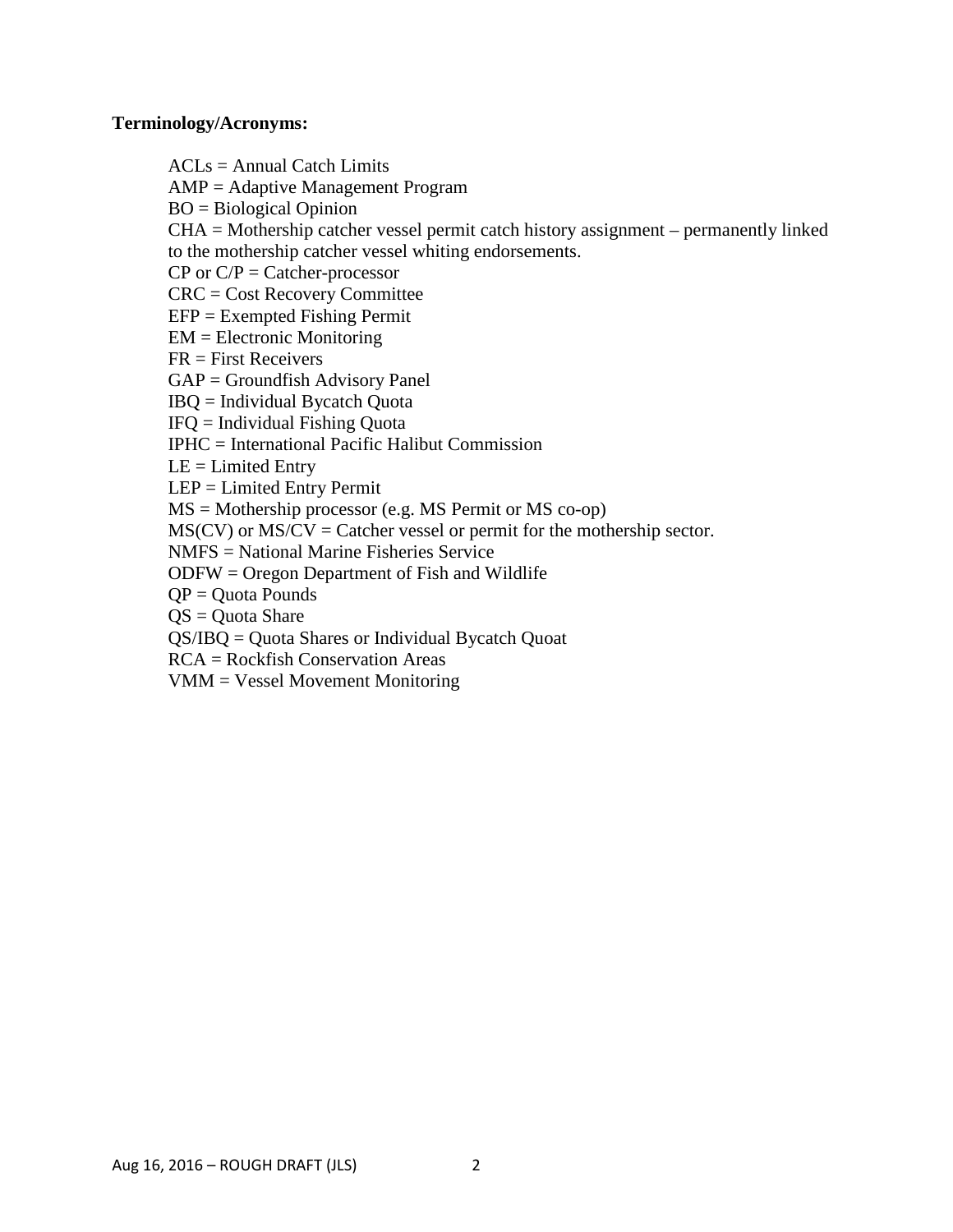**Terminology/Acronyms:**

ACLs = Annual Catch Limits
AMP = Adaptive Management Program
BO = Biological Opinion
CHA = Mothership catcher vessel permit catch history assignment – permanently linked to the mothership catcher vessel whiting endorsements.
CP or C/P = Catcher-processor
CRC = Cost Recovery Committee
EFP = Exempted Fishing Permit
EM = Electronic Monitoring
FR = First Receivers
GAP = Groundfish Advisory Panel
IBQ = Individual Bycatch Quota
IFQ = Individual Fishing Quota
IPHC = International Pacific Halibut Commission
LE = Limited Entry
LEP = Limited Entry Permit
MS = Mothership processor (e.g. MS Permit or MS co-op)
MS(CV) or MS/CV = Catcher vessel or permit for the mothership sector.
NMFS = National Marine Fisheries Service
ODFW = Oregon Department of Fish and Wildlife
QP = Quota Pounds
QS = Quota Share
QS/IBQ = Quota Shares or Individual Bycatch Quoat
RCA = Rockfish Conservation Areas
VMM = Vessel Movement Monitoring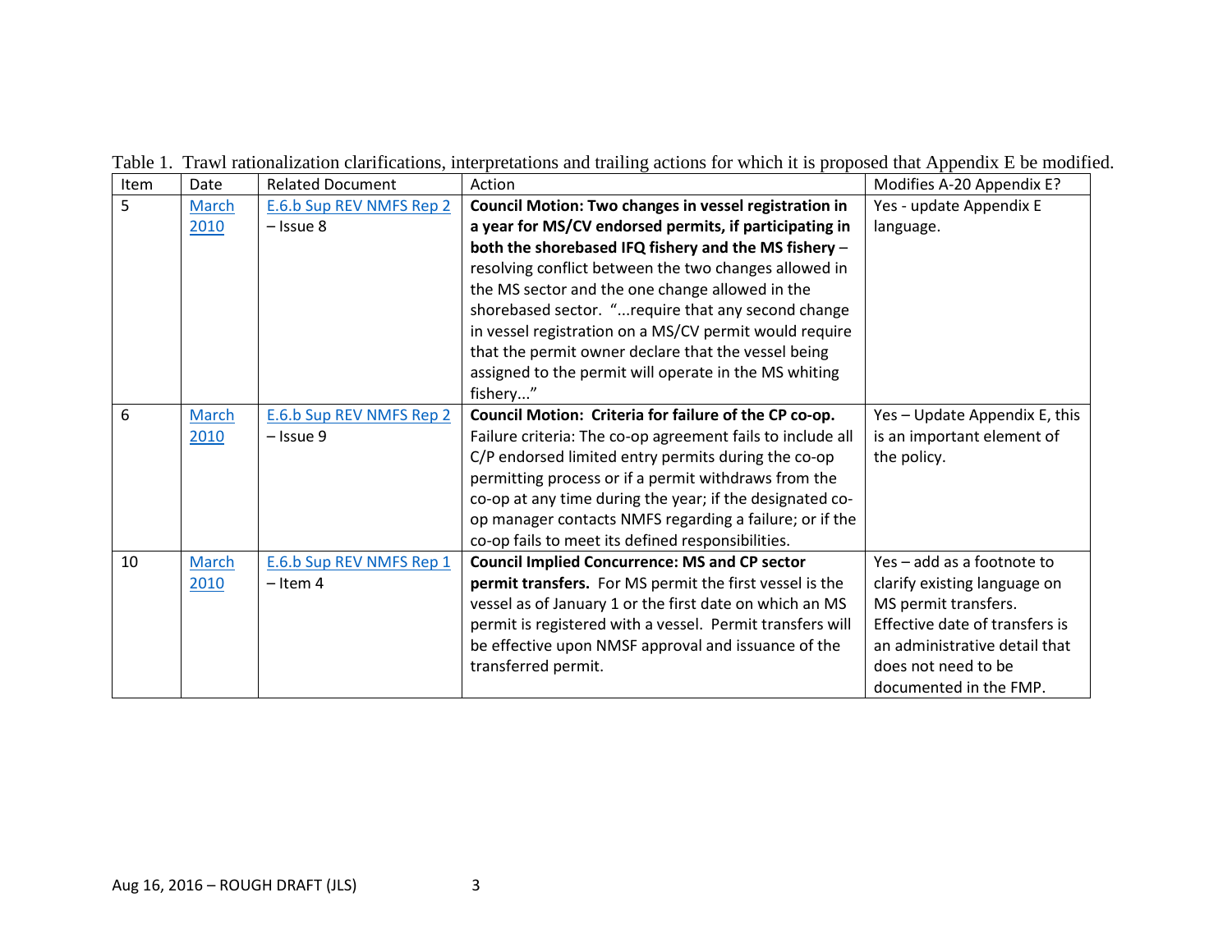Table 1. Trawl rationalization clarifications, interpretations and trailing actions for which it is proposed that Appendix E be modified.

| Item | Date | Related Document | Action | Modifies A-20 Appendix E? |
|---|---|---|---|---|
| 5 | March 2010 | E.6.b Sup REV NMFS Rep 2 – Issue 8 | **Council Motion: Two changes in vessel registration in a year for MS/CV endorsed permits, if participating in both the shorebased IFQ fishery and the MS fishery** – resolving conflict between the two changes allowed in the MS sector and the one change allowed in the shorebased sector. "...require that any second change in vessel registration on a MS/CV permit would require that the permit owner declare that the vessel being assigned to the permit will operate in the MS whiting fishery..." | Yes - update Appendix E language. |
| 6 | March 2010 | E.6.b Sup REV NMFS Rep 2 – Issue 9 | **Council Motion: Criteria for failure of the CP co-op.** Failure criteria: The co-op agreement fails to include all C/P endorsed limited entry permits during the co-op permitting process or if a permit withdraws from the co-op at any time during the year; if the designated co-op manager contacts NMFS regarding a failure; or if the co-op fails to meet its defined responsibilities. | Yes – Update Appendix E, this is an important element of the policy. |
| 10 | March 2010 | E.6.b Sup REV NMFS Rep 1 – Item 4 | **Council Implied Concurrence: MS and CP sector permit transfers.** For MS permit the first vessel is the vessel as of January 1 or the first date on which an MS permit is registered with a vessel. Permit transfers will be effective upon NMSF approval and issuance of the transferred permit. | Yes – add as a footnote to clarify existing language on MS permit transfers. Effective date of transfers is an administrative detail that does not need to be documented in the FMP. |

Aug 16, 2016 – ROUGH DRAFT (JLS)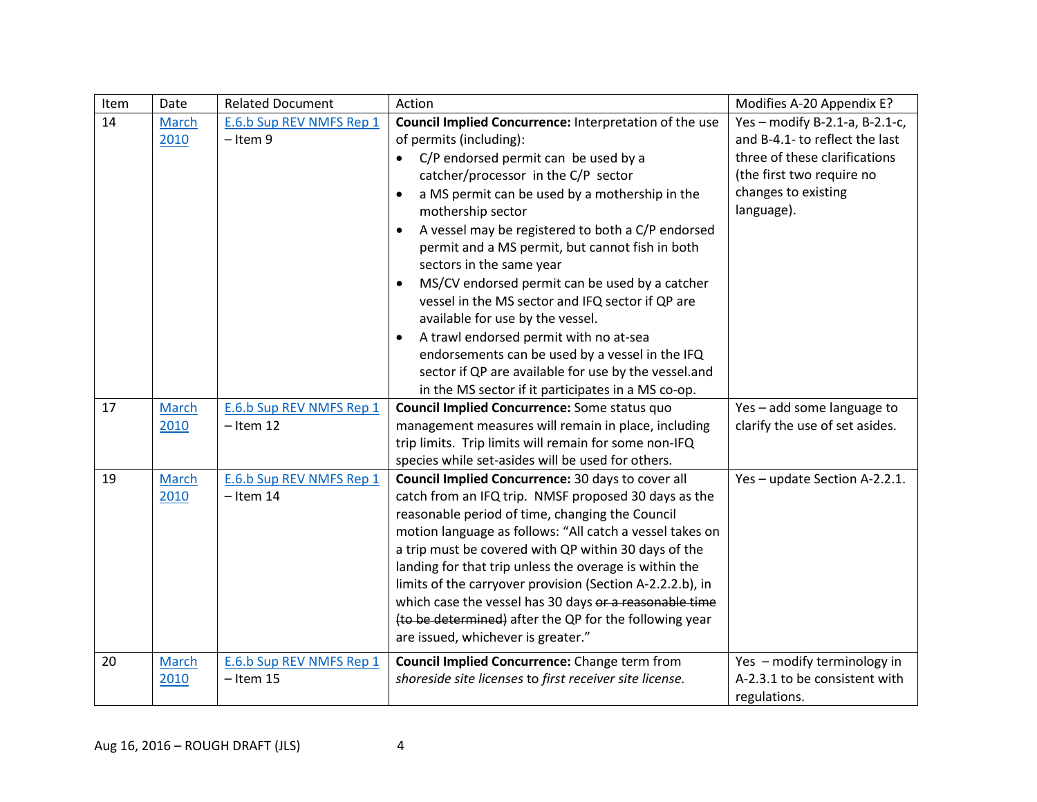| Item | Date | Related Document | Action | Modifies A-20 Appendix E? |
|---|---|---|---|---|
| 14 | March 2010 | E.6.b Sup REV NMFS Rep 1 – Item 9 | **Council Implied Concurrence:** Interpretation of the use of permits (including): <br>• C/P endorsed permit can be used by a catcher/processor in the C/P sector <br>• a MS permit can be used by a mothership in the mothership sector <br>• A vessel may be registered to both a C/P endorsed permit and a MS permit, but cannot fish in both sectors in the same year <br>• MS/CV endorsed permit can be used by a catcher vessel in the MS sector and IFQ sector if QP are available for use by the vessel. <br>• A trawl endorsed permit with no at-sea endorsements can be used by a vessel in the IFQ sector if QP are available for use by the vessel.and in the MS sector if it participates in a MS co-op. | Yes – modify B-2.1-a, B-2.1-c, and B-4.1- to reflect the last three of these clarifications (the first two require no changes to existing language). |
| 17 | March 2010 | E.6.b Sup REV NMFS Rep 1 – Item 12 | **Council Implied Concurrence:** Some status quo management measures will remain in place, including trip limits. Trip limits will remain for some non-IFQ species while set-asides will be used for others. | Yes – add some language to clarify the use of set asides. |
| 19 | March 2010 | E.6.b Sup REV NMFS Rep 1 – Item 14 | **Council Implied Concurrence:** 30 days to cover all catch from an IFQ trip. NMSF proposed 30 days as the reasonable period of time, changing the Council motion language as follows: "All catch a vessel takes on a trip must be covered with QP within 30 days of the landing for that trip unless the overage is within the limits of the carryover provision (Section A-2.2.2.b), in which case the vessel has 30 days ~~or a reasonable time (to be determined)~~ after the QP for the following year are issued, whichever is greater." | Yes – update Section A-2.2.1. |
| 20 | March 2010 | E.6.b Sup REV NMFS Rep 1 – Item 15 | **Council Implied Concurrence:** Change term from *shoreside site licenses* to *first receiver site license.* | Yes – modify terminology in A-2.3.1 to be consistent with regulations. |

Aug 16, 2016 – ROUGH DRAFT (JLS)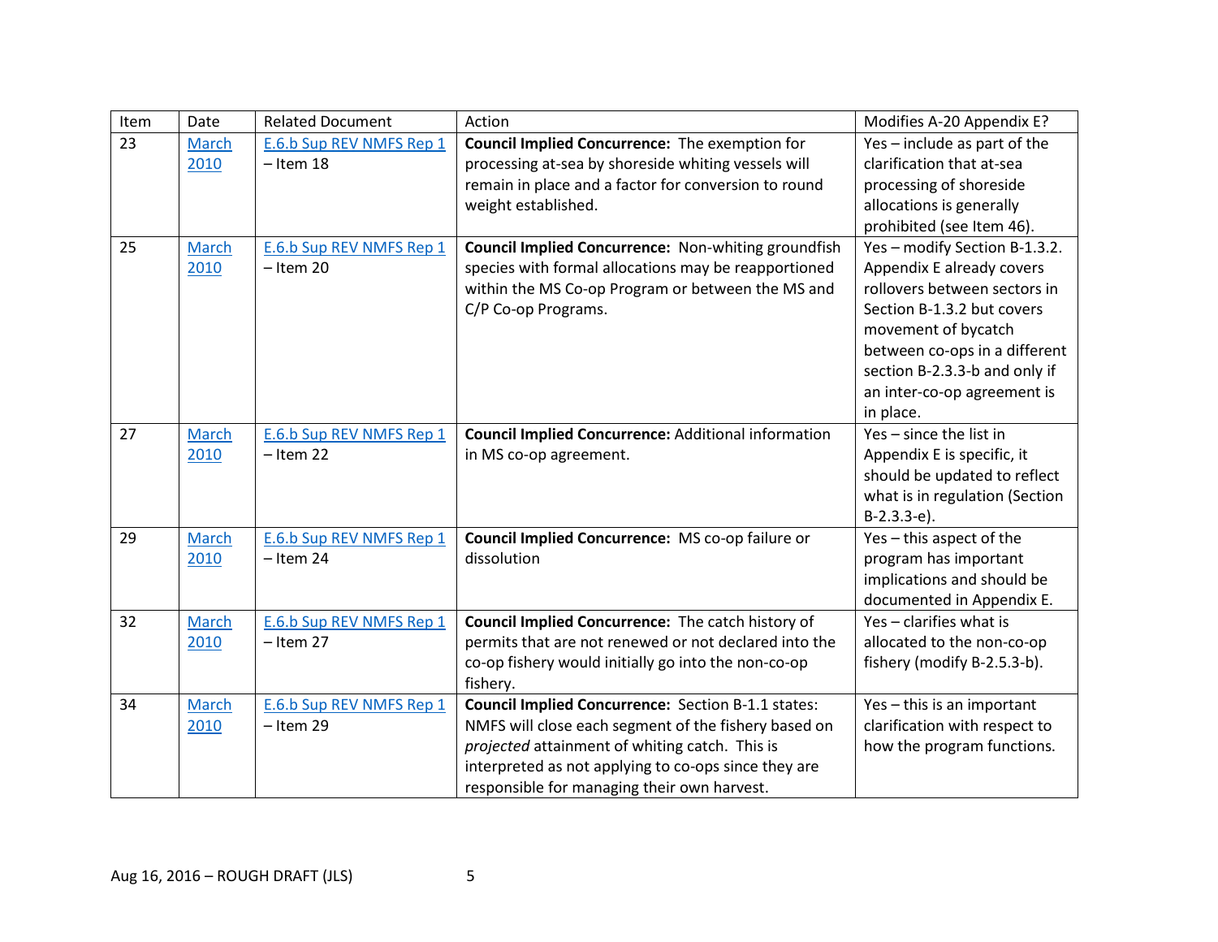| Item | Date | Related Document | Action | Modifies A-20 Appendix E? |
|---|---|---|---|---|
| 23 | March 2010 | E.6.b Sup REV NMFS Rep 1 – Item 18 | **Council Implied Concurrence:** The exemption for processing at-sea by shoreside whiting vessels will remain in place and a factor for conversion to round weight established. | Yes – include as part of the clarification that at-sea processing of shoreside allocations is generally prohibited (see Item 46). |
| 25 | March 2010 | E.6.b Sup REV NMFS Rep 1 – Item 20 | **Council Implied Concurrence:** Non-whiting groundfish species with formal allocations may be reapportioned within the MS Co-op Program or between the MS and C/P Co-op Programs. | Yes – modify Section B-1.3.2. Appendix E already covers rollovers between sectors in Section B-1.3.2 but covers movement of bycatch between co-ops in a different section B-2.3.3-b and only if an inter-co-op agreement is in place. |
| 27 | March 2010 | E.6.b Sup REV NMFS Rep 1 – Item 22 | **Council Implied Concurrence:** Additional information in MS co-op agreement. | Yes – since the list in Appendix E is specific, it should be updated to reflect what is in regulation (Section B-2.3.3-e). |
| 29 | March 2010 | E.6.b Sup REV NMFS Rep 1 – Item 24 | **Council Implied Concurrence:** MS co-op failure or dissolution | Yes – this aspect of the program has important implications and should be documented in Appendix E. |
| 32 | March 2010 | E.6.b Sup REV NMFS Rep 1 – Item 27 | **Council Implied Concurrence:** The catch history of permits that are not renewed or not declared into the co-op fishery would initially go into the non-co-op fishery. | Yes – clarifies what is allocated to the non-co-op fishery (modify B-2.5.3-b). |
| 34 | March 2010 | E.6.b Sup REV NMFS Rep 1 – Item 29 | **Council Implied Concurrence:** Section B-1.1 states: NMFS will close each segment of the fishery based on *projected* attainment of whiting catch. This is interpreted as not applying to co-ops since they are responsible for managing their own harvest. | Yes – this is an important clarification with respect to how the program functions. |

Aug 16, 2016 – ROUGH DRAFT (JLS)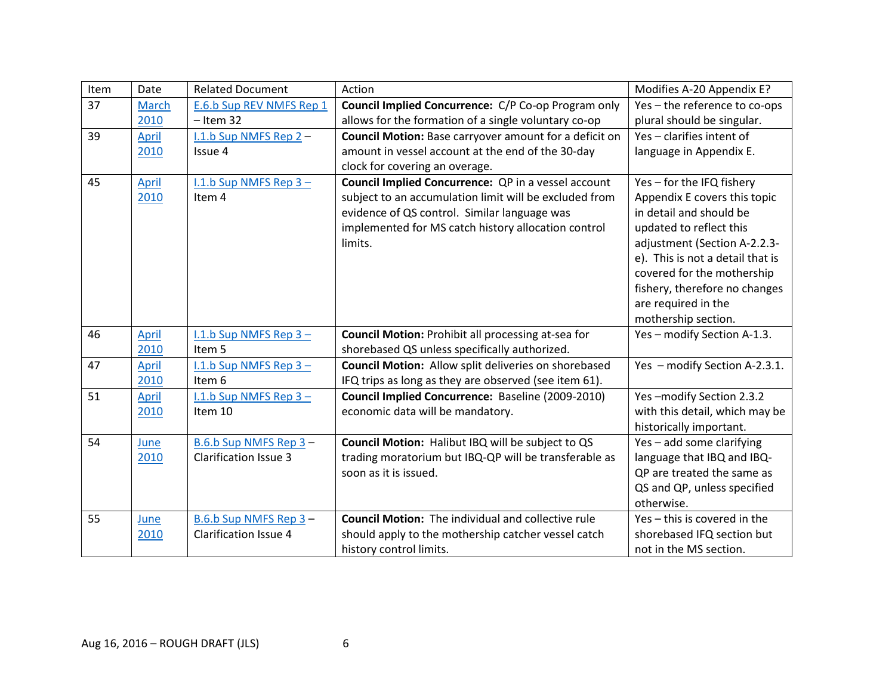| Item | Date | Related Document | Action | Modifies A-20 Appendix E? |
|---|---|---|---|---|
| 37 | March 2010 | E.6.b Sup REV NMFS Rep 1 – Item 32 | **Council Implied Concurrence:** C/P Co-op Program only allows for the formation of a single voluntary co-op | Yes – the reference to co-ops plural should be singular. |
| 39 | April 2010 | I.1.b Sup NMFS Rep 2 – Issue 4 | **Council Motion:** Base carryover amount for a deficit on amount in vessel account at the end of the 30-day clock for covering an overage. | Yes – clarifies intent of language in Appendix E. |
| 45 | April 2010 | I.1.b Sup NMFS Rep 3 – Item 4 | **Council Implied Concurrence:** QP in a vessel account subject to an accumulation limit will be excluded from evidence of QS control. Similar language was implemented for MS catch history allocation control limits. | Yes – for the IFQ fishery Appendix E covers this topic in detail and should be updated to reflect this adjustment (Section A-2.2.3-e). This is not a detail that is covered for the mothership fishery, therefore no changes are required in the mothership section. |
| 46 | April 2010 | I.1.b Sup NMFS Rep 3 – Item 5 | **Council Motion:** Prohibit all processing at-sea for shorebased QS unless specifically authorized. | Yes – modify Section A-1.3. |
| 47 | April 2010 | I.1.b Sup NMFS Rep 3 – Item 6 | **Council Motion:** Allow split deliveries on shorebased IFQ trips as long as they are observed (see item 61). | Yes – modify Section A-2.3.1. |
| 51 | April 2010 | I.1.b Sup NMFS Rep 3 – Item 10 | **Council Implied Concurrence:** Baseline (2009-2010) economic data will be mandatory. | Yes –modify Section 2.3.2 with this detail, which may be historically important. |
| 54 | June 2010 | B.6.b Sup NMFS Rep 3 – Clarification Issue 3 | **Council Motion:** Halibut IBQ will be subject to QS trading moratorium but IBQ-QP will be transferable as soon as it is issued. | Yes – add some clarifying language that IBQ and IBQ-QP are treated the same as QS and QP, unless specified otherwise. |
| 55 | June 2010 | B.6.b Sup NMFS Rep 3 – Clarification Issue 4 | **Council Motion:** The individual and collective rule should apply to the mothership catcher vessel catch history control limits. | Yes – this is covered in the shorebased IFQ section but not in the MS section. |

Aug 16, 2016 – ROUGH DRAFT (JLS)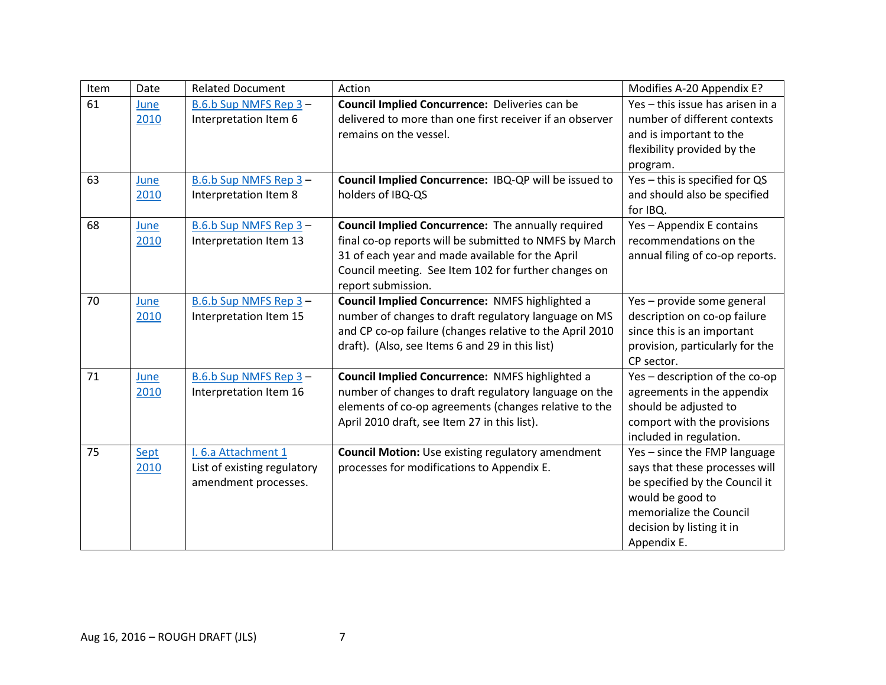| Item | Date | Related Document | Action | Modifies A-20 Appendix E? |
|---|---|---|---|---|
| 61 | June 2010 | B.6.b Sup NMFS Rep 3 – Interpretation Item 6 | **Council Implied Concurrence:** Deliveries can be delivered to more than one first receiver if an observer remains on the vessel. | Yes – this issue has arisen in a number of different contexts and is important to the flexibility provided by the program. |
| 63 | June 2010 | B.6.b Sup NMFS Rep 3 – Interpretation Item 8 | **Council Implied Concurrence:** IBQ-QP will be issued to holders of IBQ-QS | Yes – this is specified for QS and should also be specified for IBQ. |
| 68 | June 2010 | B.6.b Sup NMFS Rep 3 – Interpretation Item 13 | **Council Implied Concurrence:** The annually required final co-op reports will be submitted to NMFS by March 31 of each year and made available for the April Council meeting. See Item 102 for further changes on report submission. | Yes – Appendix E contains recommendations on the annual filing of co-op reports. |
| 70 | June 2010 | B.6.b Sup NMFS Rep 3 – Interpretation Item 15 | **Council Implied Concurrence:** NMFS highlighted a number of changes to draft regulatory language on MS and CP co-op failure (changes relative to the April 2010 draft). (Also, see Items 6 and 29 in this list) | Yes – provide some general description on co-op failure since this is an important provision, particularly for the CP sector. |
| 71 | June 2010 | B.6.b Sup NMFS Rep 3 – Interpretation Item 16 | **Council Implied Concurrence:** NMFS highlighted a number of changes to draft regulatory language on the elements of co-op agreements (changes relative to the April 2010 draft, see Item 27 in this list). | Yes – description of the co-op agreements in the appendix should be adjusted to comport with the provisions included in regulation. |
| 75 | Sept 2010 | I. 6.a Attachment 1 List of existing regulatory amendment processes. | **Council Motion:** Use existing regulatory amendment processes for modifications to Appendix E. | Yes – since the FMP language says that these processes will be specified by the Council it would be good to memorialize the Council decision by listing it in Appendix E. |

Aug 16, 2016 – ROUGH DRAFT (JLS)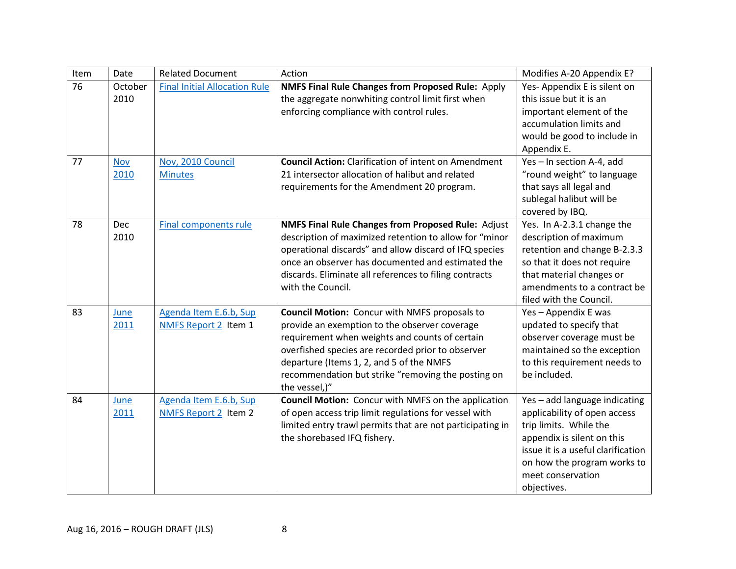| Item | Date | Related Document | Action | Modifies A-20 Appendix E? |
|---|---|---|---|---|
| 76 | October 2010 | Final Initial Allocation Rule | **NMFS Final Rule Changes from Proposed Rule:** Apply the aggregate nonwhiting control limit first when enforcing compliance with control rules. | Yes- Appendix E is silent on this issue but it is an important element of the accumulation limits and would be good to include in Appendix E. |
| 77 | Nov 2010 | Nov, 2010 Council Minutes | **Council Action:** Clarification of intent on Amendment 21 intersector allocation of halibut and related requirements for the Amendment 20 program. | Yes – In section A-4, add "round weight" to language that says all legal and sublegal halibut will be covered by IBQ. |
| 78 | Dec 2010 | Final components rule | **NMFS Final Rule Changes from Proposed Rule:** Adjust description of maximized retention to allow for "minor operational discards" and allow discard of IFQ species once an observer has documented and estimated the discards. Eliminate all references to filing contracts with the Council. | Yes. In A-2.3.1 change the description of maximum retention and change B-2.3.3 so that it does not require that material changes or amendments to a contract be filed with the Council. |
| 83 | June 2011 | Agenda Item E.6.b, Sup NMFS Report 2 Item 1 | **Council Motion:** Concur with NMFS proposals to provide an exemption to the observer coverage requirement when weights and counts of certain overfished species are recorded prior to observer departure (Items 1, 2, and 5 of the NMFS recommendation but strike "removing the posting on the vessel,)" | Yes – Appendix E was updated to specify that observer coverage must be maintained so the exception to this requirement needs to be included. |
| 84 | June 2011 | Agenda Item E.6.b, Sup NMFS Report 2 Item 2 | **Council Motion:** Concur with NMFS on the application of open access trip limit regulations for vessel with limited entry trawl permits that are not participating in the shorebased IFQ fishery. | Yes – add language indicating applicability of open access trip limits. While the appendix is silent on this issue it is a useful clarification on how the program works to meet conservation objectives. |

Aug 16, 2016 – ROUGH DRAFT (JLS)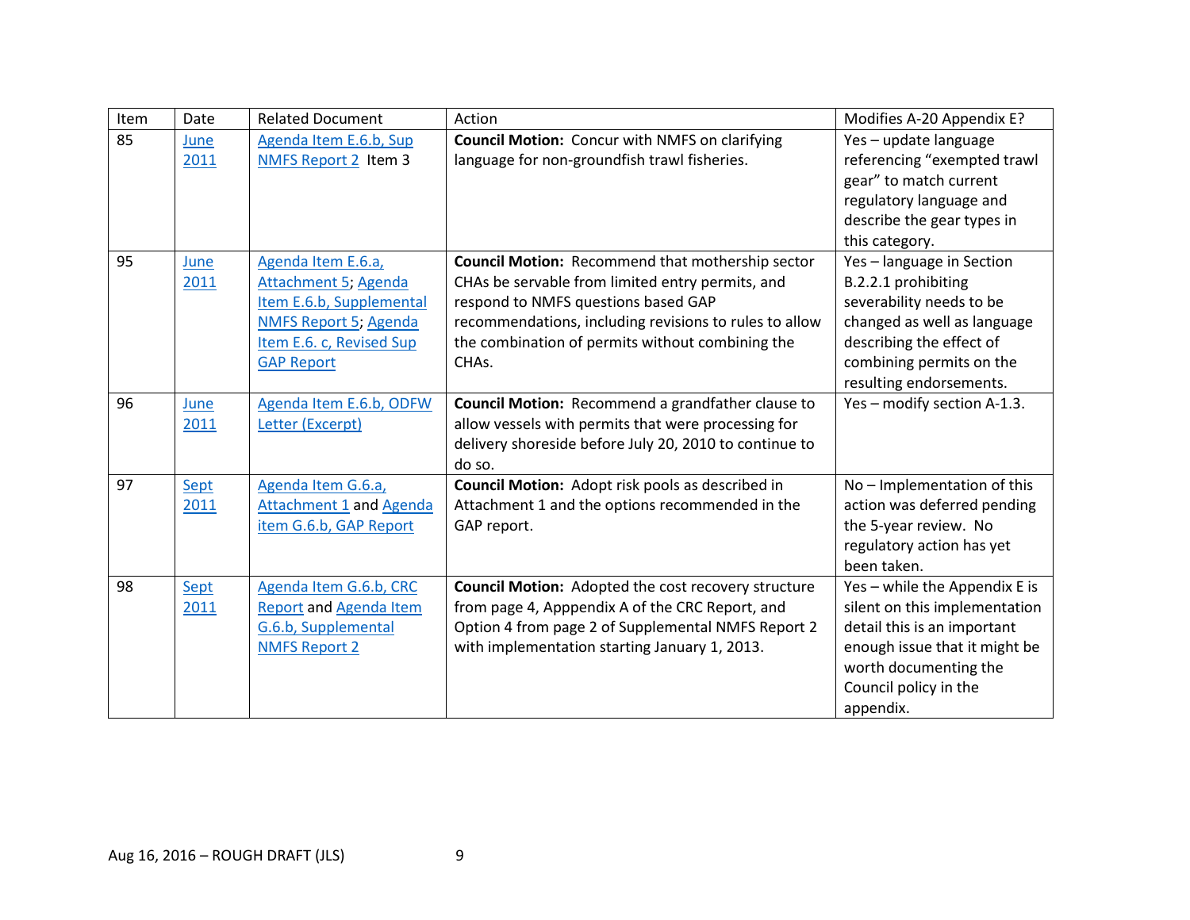| Item | Date | Related Document | Action | Modifies A-20 Appendix E? |
|---|---|---|---|---|
| 85 | June 2011 | Agenda Item E.6.b, Sup NMFS Report 2 Item 3 | **Council Motion:** Concur with NMFS on clarifying language for non-groundfish trawl fisheries. | Yes – update language referencing "exempted trawl gear" to match current regulatory language and describe the gear types in this category. |
| 95 | June 2011 | Agenda Item E.6.a, Attachment 5; Agenda Item E.6.b, Supplemental NMFS Report 5; Agenda Item E.6. c, Revised Sup GAP Report | **Council Motion:** Recommend that mothership sector CHAs be servable from limited entry permits, and respond to NMFS questions based GAP recommendations, including revisions to rules to allow the combination of permits without combining the CHAs. | Yes – language in Section B.2.2.1 prohibiting severability needs to be changed as well as language describing the effect of combining permits on the resulting endorsements. |
| 96 | June 2011 | Agenda Item E.6.b, ODFW Letter (Excerpt) | **Council Motion:** Recommend a grandfather clause to allow vessels with permits that were processing for delivery shoreside before July 20, 2010 to continue to do so. | Yes – modify section A-1.3. |
| 97 | Sept 2011 | Agenda Item G.6.a, Attachment 1 and Agenda item G.6.b, GAP Report | **Council Motion:** Adopt risk pools as described in Attachment 1 and the options recommended in the GAP report. | No – Implementation of this action was deferred pending the 5-year review. No regulatory action has yet been taken. |
| 98 | Sept 2011 | Agenda Item G.6.b, CRC Report and Agenda Item G.6.b, Supplemental NMFS Report 2 | **Council Motion:** Adopted the cost recovery structure from page 4, Apppendix A of the CRC Report, and Option 4 from page 2 of Supplemental NMFS Report 2 with implementation starting January 1, 2013. | Yes – while the Appendix E is silent on this implementation detail this is an important enough issue that it might be worth documenting the Council policy in the appendix. |

Aug 16, 2016 – ROUGH DRAFT (JLS)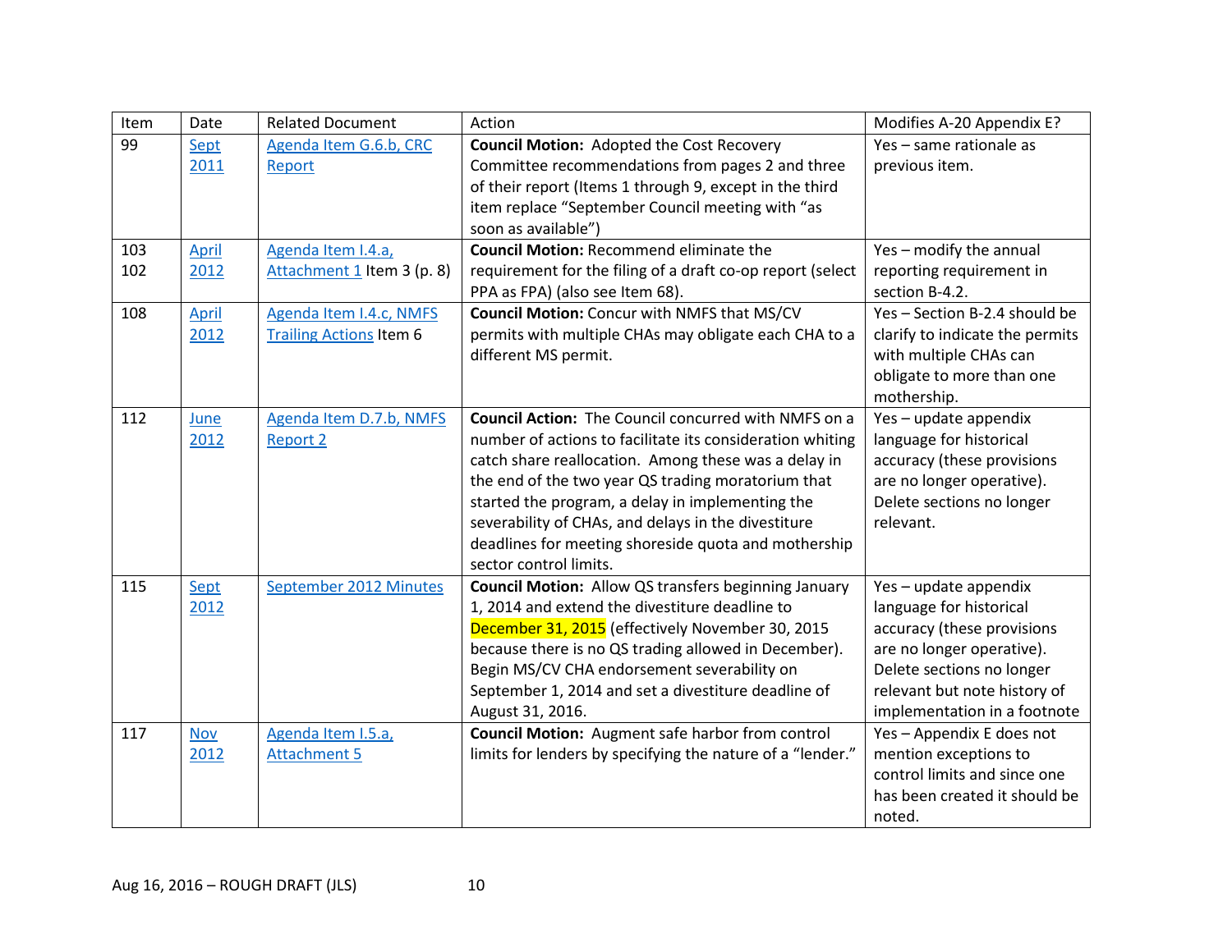| Item | Date | Related Document | Action | Modifies A-20 Appendix E? |
|---|---|---|---|---|
| 99 | Sept 2011 | Agenda Item G.6.b, CRC Report | **Council Motion:** Adopted the Cost Recovery Committee recommendations from pages 2 and three of their report (Items 1 through 9, except in the third item replace "September Council meeting with "as soon as available") | Yes – same rationale as previous item. |
| 103 102 | April 2012 | Agenda Item I.4.a, Attachment 1 Item 3 (p. 8) | **Council Motion:** Recommend eliminate the requirement for the filing of a draft co-op report (select PPA as FPA) (also see Item 68). | Yes – modify the annual reporting requirement in section B-4.2. |
| 108 | April 2012 | Agenda Item I.4.c, NMFS Trailing Actions Item 6 | **Council Motion:** Concur with NMFS that MS/CV permits with multiple CHAs may obligate each CHA to a different MS permit. | Yes – Section B-2.4 should be clarify to indicate the permits with multiple CHAs can obligate to more than one mothership. |
| 112 | June 2012 | Agenda Item D.7.b, NMFS Report 2 | **Council Action:** The Council concurred with NMFS on a number of actions to facilitate its consideration whiting catch share reallocation. Among these was a delay in the end of the two year QS trading moratorium that started the program, a delay in implementing the severability of CHAs, and delays in the divestiture deadlines for meeting shoreside quota and mothership sector control limits. | Yes – update appendix language for historical accuracy (these provisions are no longer operative). Delete sections no longer relevant. |
| 115 | Sept 2012 | September 2012 Minutes | **Council Motion:** Allow QS transfers beginning January 1, 2014 and extend the divestiture deadline to December 31, 2015 (effectively November 30, 2015 because there is no QS trading allowed in December). Begin MS/CV CHA endorsement severability on September 1, 2014 and set a divestiture deadline of August 31, 2016. | Yes – update appendix language for historical accuracy (these provisions are no longer operative). Delete sections no longer relevant but note history of implementation in a footnote |
| 117 | Nov 2012 | Agenda Item I.5.a, Attachment 5 | **Council Motion:** Augment safe harbor from control limits for lenders by specifying the nature of a "lender." | Yes – Appendix E does not mention exceptions to control limits and since one has been created it should be noted. |

Aug 16, 2016 – ROUGH DRAFT (JLS)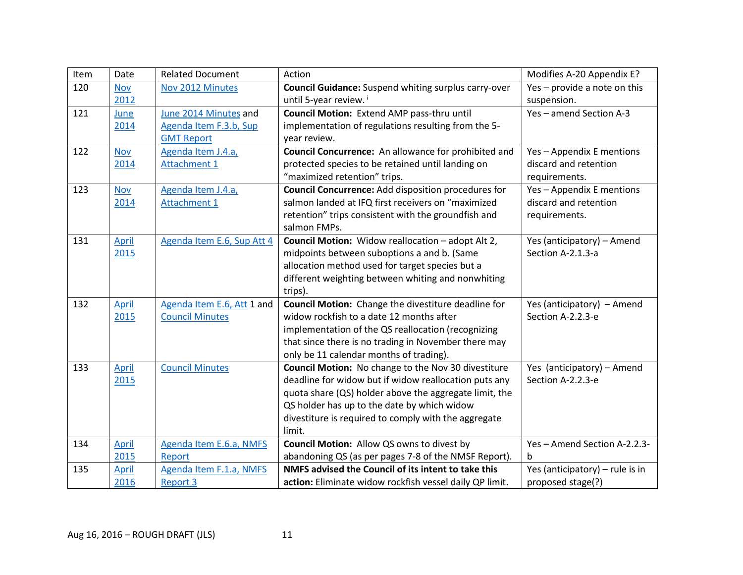| Item | Date | Related Document | Action | Modifies A-20 Appendix E? |
|---|---|---|---|---|
| 120 | Nov 2012 | Nov 2012 Minutes | **Council Guidance:** Suspend whiting surplus carry-over until 5-year review. [i] | Yes – provide a note on this suspension. |
| 121 | June 2014 | June 2014 Minutes and Agenda Item F.3.b, Sup GMT Report | **Council Motion:** Extend AMP pass-thru until implementation of regulations resulting from the 5-year review. | Yes – amend Section A-3 |
| 122 | Nov 2014 | Agenda Item J.4.a, Attachment 1 | **Council Concurrence:** An allowance for prohibited and protected species to be retained until landing on "maximized retention" trips. | Yes – Appendix E mentions discard and retention requirements. |
| 123 | Nov 2014 | Agenda Item J.4.a, Attachment 1 | **Council Concurrence:** Add disposition procedures for salmon landed at IFQ first receivers on "maximized retention" trips consistent with the groundfish and salmon FMPs. | Yes – Appendix E mentions discard and retention requirements. |
| 131 | April 2015 | Agenda Item E.6, Sup Att 4 | **Council Motion:** Widow reallocation – adopt Alt 2, midpoints between suboptions a and b. (Same allocation method used for target species but a different weighting between whiting and nonwhiting trips). | Yes (anticipatory) – Amend Section A-2.1.3-a |
| 132 | April 2015 | Agenda Item E.6, Att 1 and Council Minutes | **Council Motion:** Change the divestiture deadline for widow rockfish to a date 12 months after implementation of the QS reallocation (recognizing that since there is no trading in November there may only be 11 calendar months of trading). | Yes (anticipatory) – Amend Section A-2.2.3-e |
| 133 | April 2015 | Council Minutes | **Council Motion:** No change to the Nov 30 divestiture deadline for widow but if widow reallocation puts any quota share (QS) holder above the aggregate limit, the QS holder has up to the date by which widow divestiture is required to comply with the aggregate limit. | Yes (anticipatory) – Amend Section A-2.2.3-e |
| 134 | April 2015 | Agenda Item E.6.a, NMFS Report | **Council Motion:** Allow QS owns to divest by abandoning QS (as per pages 7-8 of the NMSF Report). | Yes – Amend Section A-2.2.3-b |
| 135 | April 2016 | Agenda Item F.1.a, NMFS Report 3 | **NMFS advised the Council of its intent to take this action:** Eliminate widow rockfish vessel daily QP limit. | Yes (anticipatory) – rule is in proposed stage(?) |

Aug 16, 2016 – ROUGH DRAFT (JLS)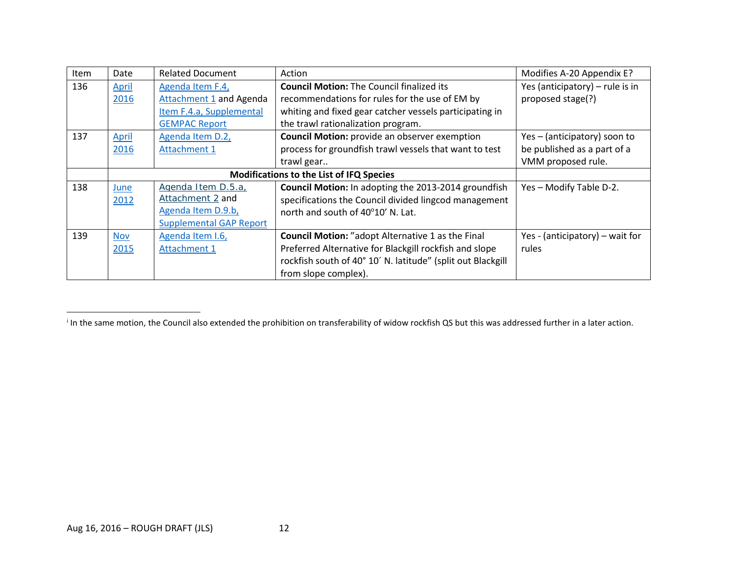| Item | Date | Related Document | Action | Modifies A-20 Appendix E? |
| --- | --- | --- | --- | --- |
| 136 | April 2016 | Agenda Item F.4, Attachment 1 and Agenda Item F.4.a, Supplemental GEMPAC Report | **Council Motion:** The Council finalized its recommendations for rules for the use of EM by whiting and fixed gear catcher vessels participating in the trawl rationalization program. | Yes (anticipatory) – rule is in proposed stage(?) |
| 137 | April 2016 | Agenda Item D.2, Attachment 1 | **Council Motion:** provide an observer exemption process for groundfish trawl vessels that want to test trawl gear.. | Yes – (anticipatory) soon to be published as a part of a VMM proposed rule. |
| | **Modifications to the List of IFQ Species** | | | |
| 138 | June 2012 | Agenda Item D.5.a, Attachment 2 and Agenda Item D.9.b, Supplemental GAP Report | **Council Motion:** In adopting the 2013-2014 groundfish specifications the Council divided lingcod management north and south of 40°10' N. Lat. | Yes – Modify Table D-2. |
| 139 | Nov 2015 | Agenda Item I.6, Attachment 1 | **Council Motion:** "adopt Alternative 1 as the Final Preferred Alternative for Blackgill rockfish and slope rockfish south of 40° 10´ N. latitude" (split out Blackgill from slope complex). | Yes - (anticipatory) – wait for rules |

[i] In the same motion, the Council also extended the prohibition on transferability of widow rockfish QS but this was addressed further in a later action.

Aug 16, 2016 – ROUGH DRAFT (JLS)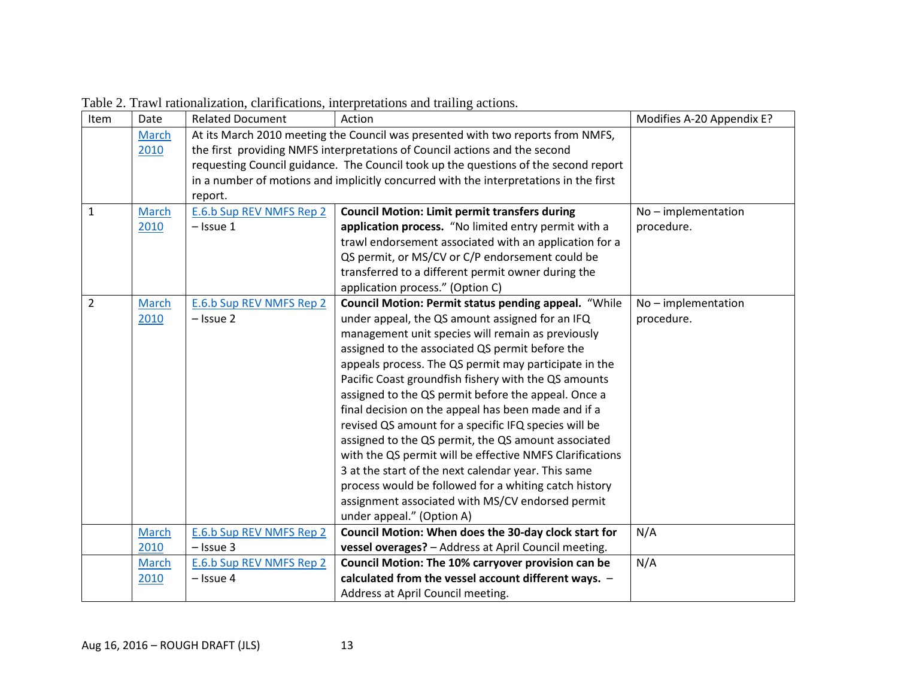Table 2. Trawl rationalization, clarifications, interpretations and trailing actions.

| Item | Date | Related Document | Action | Modifies A-20 Appendix E? |
|---|---|---|---|---|
| | March 2010 | At its March 2010 meeting the Council was presented with two reports from NMFS, the first providing NMFS interpretations of Council actions and the second requesting Council guidance. The Council took up the questions of the second report in a number of motions and implicitly concurred with the interpretations in the first report. | | |
| 1 | March 2010 | E.6.b Sup REV NMFS Rep 2 – Issue 1 | **Council Motion: Limit permit transfers during application process.** "No limited entry permit with a trawl endorsement associated with an application for a QS permit, or MS/CV or C/P endorsement could be transferred to a different permit owner during the application process." (Option C) | No – implementation procedure. |
| 2 | March 2010 | E.6.b Sup REV NMFS Rep 2 – Issue 2 | **Council Motion: Permit status pending appeal.** "While under appeal, the QS amount assigned for an IFQ management unit species will remain as previously assigned to the associated QS permit before the appeals process. The QS permit may participate in the Pacific Coast groundfish fishery with the QS amounts assigned to the QS permit before the appeal. Once a final decision on the appeal has been made and if a revised QS amount for a specific IFQ species will be assigned to the QS permit, the QS amount associated with the QS permit will be effective NMFS Clarifications 3 at the start of the next calendar year. This same process would be followed for a whiting catch history assignment associated with MS/CV endorsed permit under appeal." (Option A) | No – implementation procedure. |
| | March 2010 | E.6.b Sup REV NMFS Rep 2 – Issue 3 | **Council Motion: When does the 30-day clock start for vessel overages?** – Address at April Council meeting. | N/A |
| | March 2010 | E.6.b Sup REV NMFS Rep 2 – Issue 4 | **Council Motion: The 10% carryover provision can be calculated from the vessel account different ways.** – Address at April Council meeting. | N/A |

Aug 16, 2016 – ROUGH DRAFT (JLS)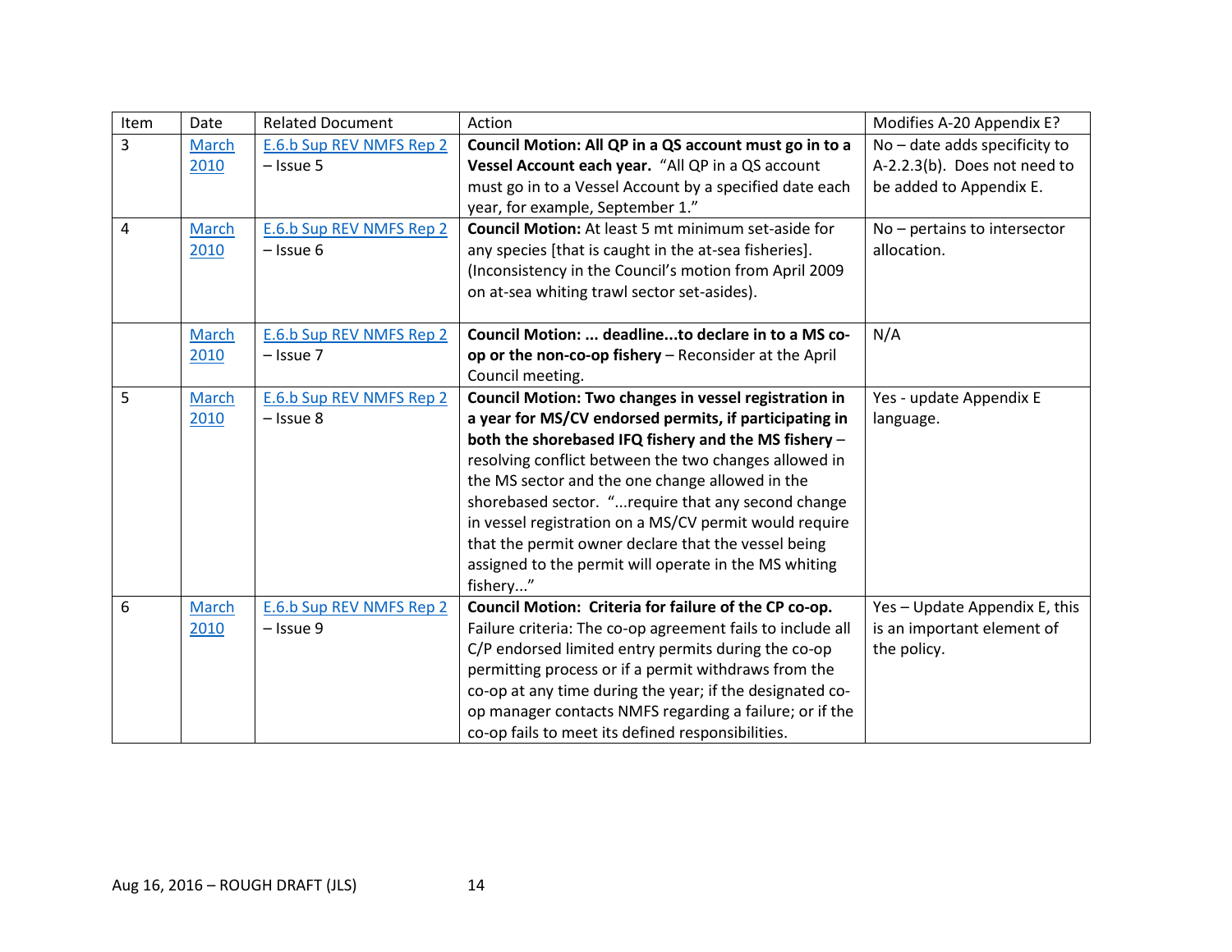| Item | Date | Related Document | Action | Modifies A-20 Appendix E? |
|---|---|---|---|---|
| 3 | March 2010 | E.6.b Sup REV NMFS Rep 2 – Issue 5 | **Council Motion: All QP in a QS account must go in to a Vessel Account each year.** "All QP in a QS account must go in to a Vessel Account by a specified date each year, for example, September 1." | No – date adds specificity to A-2.2.3(b). Does not need to be added to Appendix E. |
| 4 | March 2010 | E.6.b Sup REV NMFS Rep 2 – Issue 6 | **Council Motion:** At least 5 mt minimum set-aside for any species [that is caught in the at-sea fisheries]. (Inconsistency in the Council's motion from April 2009 on at-sea whiting trawl sector set-asides). | No – pertains to intersector allocation. |
| | March 2010 | E.6.b Sup REV NMFS Rep 2 – Issue 7 | **Council Motion: ... deadline...to declare in to a MS co-op or the non-co-op fishery** – Reconsider at the April Council meeting. | N/A |
| 5 | March 2010 | E.6.b Sup REV NMFS Rep 2 – Issue 8 | **Council Motion: Two changes in vessel registration in a year for MS/CV endorsed permits, if participating in both the shorebased IFQ fishery and the MS fishery** – resolving conflict between the two changes allowed in the MS sector and the one change allowed in the shorebased sector. "...require that any second change in vessel registration on a MS/CV permit would require that the permit owner declare that the vessel being assigned to the permit will operate in the MS whiting fishery..." | Yes - update Appendix E language. |
| 6 | March 2010 | E.6.b Sup REV NMFS Rep 2 – Issue 9 | **Council Motion: Criteria for failure of the CP co-op.** Failure criteria: The co-op agreement fails to include all C/P endorsed limited entry permits during the co-op permitting process or if a permit withdraws from the co-op at any time during the year; if the designated co-op manager contacts NMFS regarding a failure; or if the co-op fails to meet its defined responsibilities. | Yes – Update Appendix E, this is an important element of the policy. |

Aug 16, 2016 – ROUGH DRAFT (JLS)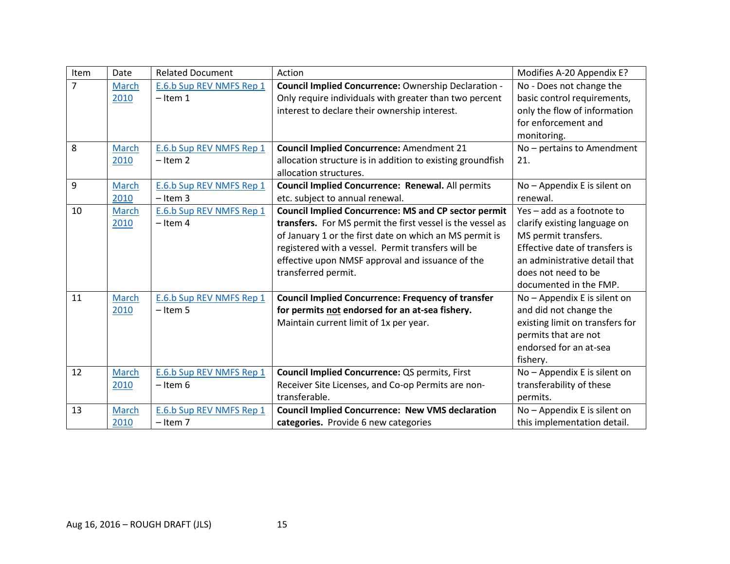| Item | Date | Related Document | Action | Modifies A-20 Appendix E? |
|---|---|---|---|---|
| 7 | March 2010 | E.6.b Sup REV NMFS Rep 1 – Item 1 | **Council Implied Concurrence:** Ownership Declaration - Only require individuals with greater than two percent interest to declare their ownership interest. | No - Does not change the basic control requirements, only the flow of information for enforcement and monitoring. |
| 8 | March 2010 | E.6.b Sup REV NMFS Rep 1 – Item 2 | **Council Implied Concurrence:** Amendment 21 allocation structure is in addition to existing groundfish allocation structures. | No – pertains to Amendment 21. |
| 9 | March 2010 | E.6.b Sup REV NMFS Rep 1 – Item 3 | **Council Implied Concurrence: Renewal.** All permits etc. subject to annual renewal. | No – Appendix E is silent on renewal. |
| 10 | March 2010 | E.6.b Sup REV NMFS Rep 1 – Item 4 | **Council Implied Concurrence: MS and CP sector permit transfers.** For MS permit the first vessel is the vessel as of January 1 or the first date on which an MS permit is registered with a vessel. Permit transfers will be effective upon NMSF approval and issuance of the transferred permit. | Yes – add as a footnote to clarify existing language on MS permit transfers. Effective date of transfers is an administrative detail that does not need to be documented in the FMP. |
| 11 | March 2010 | E.6.b Sup REV NMFS Rep 1 – Item 5 | **Council Implied Concurrence: Frequency of transfer for permits <u>not</u> endorsed for an at-sea fishery.** Maintain current limit of 1x per year. | No – Appendix E is silent on and did not change the existing limit on transfers for permits that are not endorsed for an at-sea fishery. |
| 12 | March 2010 | E.6.b Sup REV NMFS Rep 1 – Item 6 | **Council Implied Concurrence:** QS permits, First Receiver Site Licenses, and Co-op Permits are non-transferable. | No – Appendix E is silent on transferability of these permits. |
| 13 | March 2010 | E.6.b Sup REV NMFS Rep 1 – Item 7 | **Council Implied Concurrence: New VMS declaration categories.** Provide 6 new categories | No – Appendix E is silent on this implementation detail. |

Aug 16, 2016 – ROUGH DRAFT (JLS)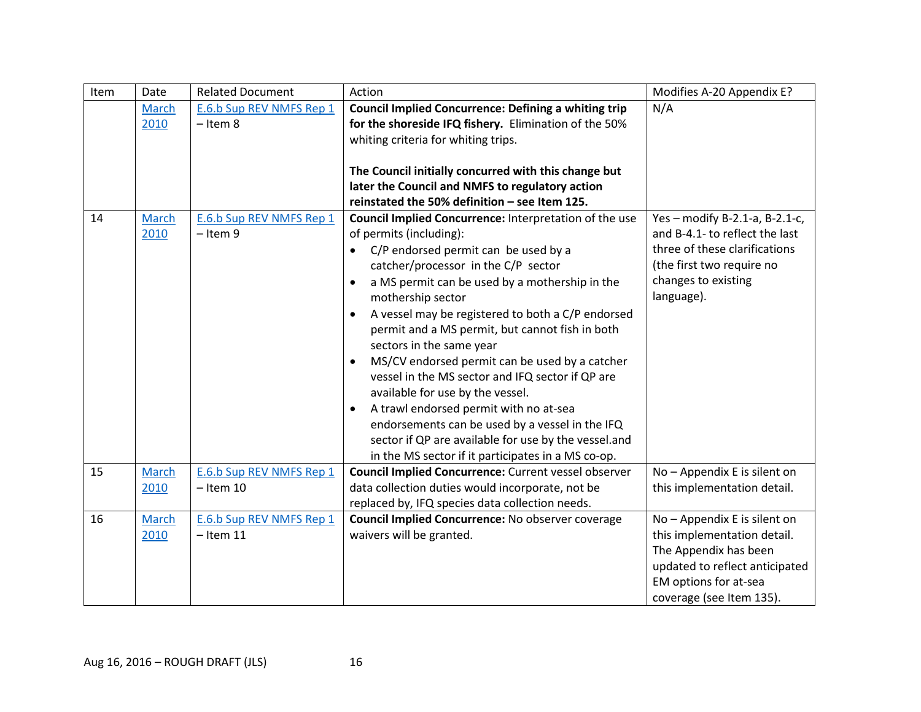| Item | Date | Related Document | Action | Modifies A-20 Appendix E? |
|---|---|---|---|---|
| | March 2010 | E.6.b Sup REV NMFS Rep 1 – Item 8 | **Council Implied Concurrence: Defining a whiting trip for the shoreside IFQ fishery.** Elimination of the 50% whiting criteria for whiting trips.<br><br>**The Council initially concurred with this change but later the Council and NMFS to regulatory action reinstated the 50% definition – see Item 125.** | N/A |
| 14 | March 2010 | E.6.b Sup REV NMFS Rep 1 – Item 9 | **Council Implied Concurrence:** Interpretation of the use of permits (including):<br>• C/P endorsed permit can be used by a catcher/processor in the C/P sector<br>• a MS permit can be used by a mothership in the mothership sector<br>• A vessel may be registered to both a C/P endorsed permit and a MS permit, but cannot fish in both sectors in the same year<br>• MS/CV endorsed permit can be used by a catcher vessel in the MS sector and IFQ sector if QP are available for use by the vessel.<br>• A trawl endorsed permit with no at-sea endorsements can be used by a vessel in the IFQ sector if QP are available for use by the vessel.and in the MS sector if it participates in a MS co-op. | Yes – modify B-2.1-a, B-2.1-c, and B-4.1- to reflect the last three of these clarifications (the first two require no changes to existing language). |
| 15 | March 2010 | E.6.b Sup REV NMFS Rep 1 – Item 10 | **Council Implied Concurrence:** Current vessel observer data collection duties would incorporate, not be replaced by, IFQ species data collection needs. | No – Appendix E is silent on this implementation detail. |
| 16 | March 2010 | E.6.b Sup REV NMFS Rep 1 – Item 11 | **Council Implied Concurrence:** No observer coverage waivers will be granted. | No – Appendix E is silent on this implementation detail. The Appendix has been updated to reflect anticipated EM options for at-sea coverage (see Item 135). |

Aug 16, 2016 – ROUGH DRAFT (JLS)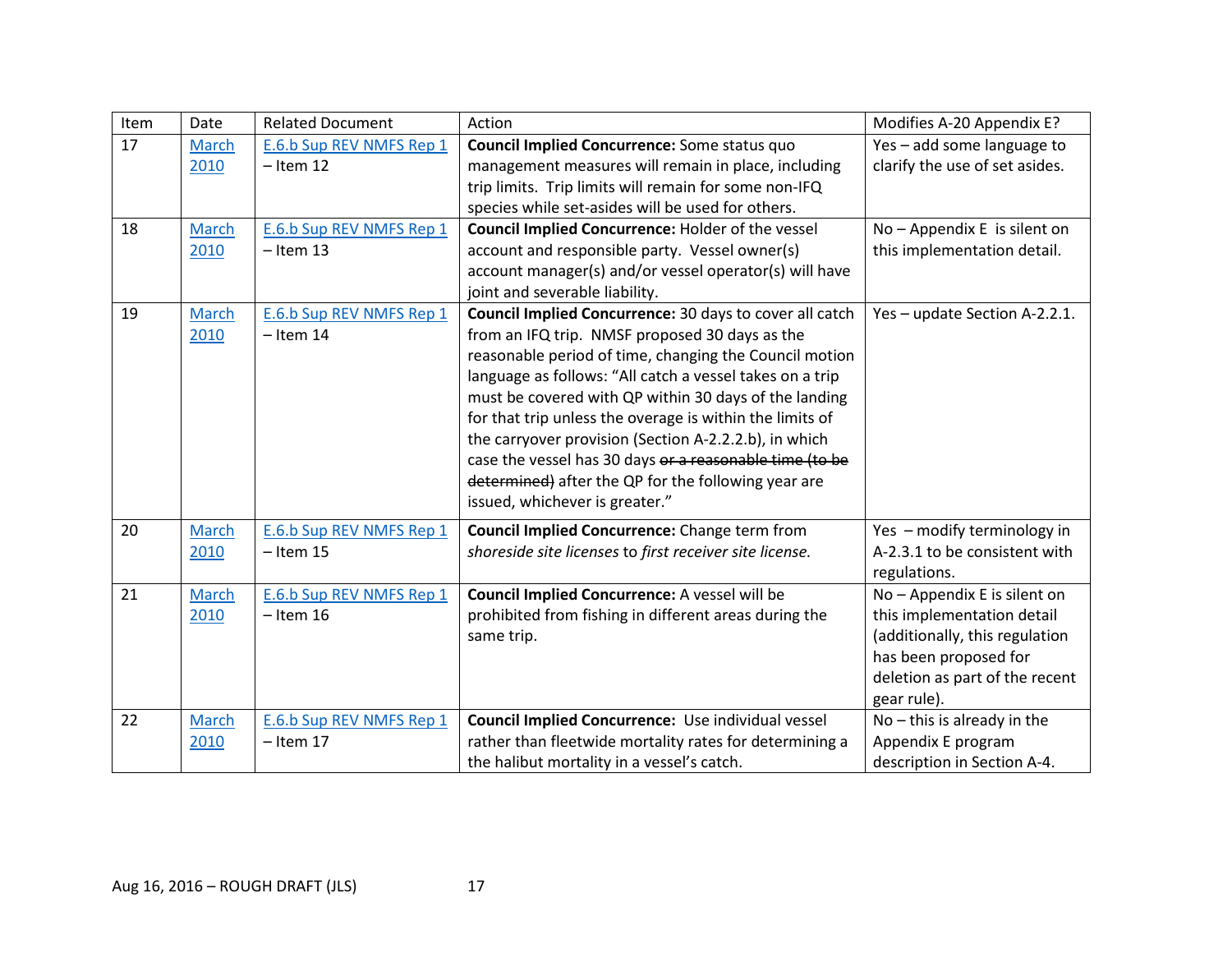| Item | Date | Related Document | Action | Modifies A-20 Appendix E? |
|---|---|---|---|---|
| 17 | March 2010 | E.6.b Sup REV NMFS Rep 1 – Item 12 | **Council Implied Concurrence:** Some status quo management measures will remain in place, including trip limits. Trip limits will remain for some non-IFQ species while set-asides will be used for others. | Yes – add some language to clarify the use of set asides. |
| 18 | March 2010 | E.6.b Sup REV NMFS Rep 1 – Item 13 | **Council Implied Concurrence:** Holder of the vessel account and responsible party. Vessel owner(s) account manager(s) and/or vessel operator(s) will have joint and severable liability. | No – Appendix E is silent on this implementation detail. |
| 19 | March 2010 | E.6.b Sup REV NMFS Rep 1 – Item 14 | **Council Implied Concurrence:** 30 days to cover all catch from an IFQ trip. NMSF proposed 30 days as the reasonable period of time, changing the Council motion language as follows: "All catch a vessel takes on a trip must be covered with QP within 30 days of the landing for that trip unless the overage is within the limits of the carryover provision (Section A-2.2.2.b), in which case the vessel has 30 days ~~or a reasonable time (to be determined)~~ after the QP for the following year are issued, whichever is greater." | Yes – update Section A-2.2.1. |
| 20 | March 2010 | E.6.b Sup REV NMFS Rep 1 – Item 15 | **Council Implied Concurrence:** Change term from *shoreside site licenses* to *first receiver site license.* | Yes – modify terminology in A-2.3.1 to be consistent with regulations. |
| 21 | March 2010 | E.6.b Sup REV NMFS Rep 1 – Item 16 | **Council Implied Concurrence:** A vessel will be prohibited from fishing in different areas during the same trip. | No – Appendix E is silent on this implementation detail (additionally, this regulation has been proposed for deletion as part of the recent gear rule). |
| 22 | March 2010 | E.6.b Sup REV NMFS Rep 1 – Item 17 | **Council Implied Concurrence:** Use individual vessel rather than fleetwide mortality rates for determining a the halibut mortality in a vessel's catch. | No – this is already in the Appendix E program description in Section A-4. |

Aug 16, 2016 – ROUGH DRAFT (JLS)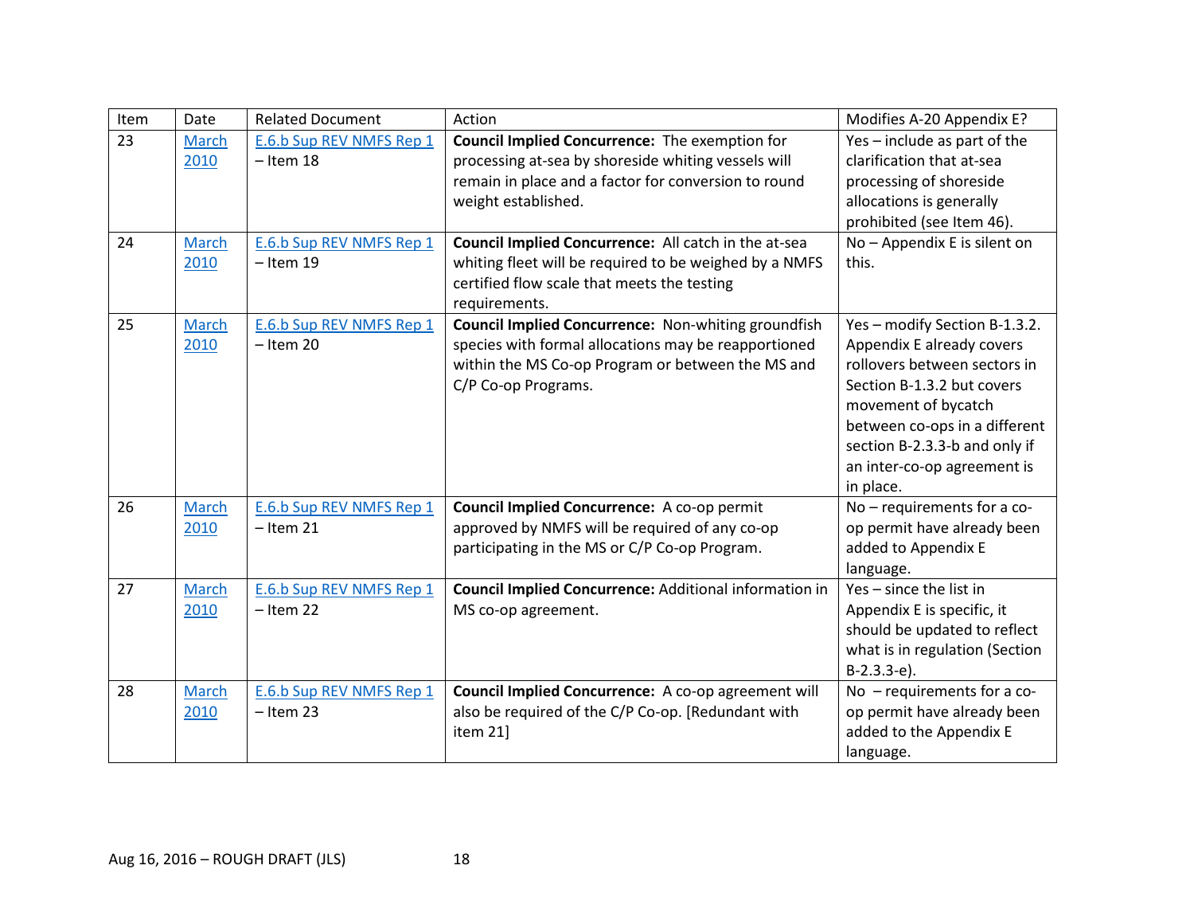| Item | Date | Related Document | Action | Modifies A-20 Appendix E? |
|---|---|---|---|---|
| 23 | March 2010 | E.6.b Sup REV NMFS Rep 1 – Item 18 | **Council Implied Concurrence:** The exemption for processing at-sea by shoreside whiting vessels will remain in place and a factor for conversion to round weight established. | Yes – include as part of the clarification that at-sea processing of shoreside allocations is generally prohibited (see Item 46). |
| 24 | March 2010 | E.6.b Sup REV NMFS Rep 1 – Item 19 | **Council Implied Concurrence:** All catch in the at-sea whiting fleet will be required to be weighed by a NMFS certified flow scale that meets the testing requirements. | No – Appendix E is silent on this. |
| 25 | March 2010 | E.6.b Sup REV NMFS Rep 1 – Item 20 | **Council Implied Concurrence:** Non-whiting groundfish species with formal allocations may be reapportioned within the MS Co-op Program or between the MS and C/P Co-op Programs. | Yes – modify Section B-1.3.2. Appendix E already covers rollovers between sectors in Section B-1.3.2 but covers movement of bycatch between co-ops in a different section B-2.3.3-b and only if an inter-co-op agreement is in place. |
| 26 | March 2010 | E.6.b Sup REV NMFS Rep 1 – Item 21 | **Council Implied Concurrence:** A co-op permit approved by NMFS will be required of any co-op participating in the MS or C/P Co-op Program. | No – requirements for a co-op permit have already been added to Appendix E language. |
| 27 | March 2010 | E.6.b Sup REV NMFS Rep 1 – Item 22 | **Council Implied Concurrence:** Additional information in MS co-op agreement. | Yes – since the list in Appendix E is specific, it should be updated to reflect what is in regulation (Section B-2.3.3-e). |
| 28 | March 2010 | E.6.b Sup REV NMFS Rep 1 – Item 23 | **Council Implied Concurrence:** A co-op agreement will also be required of the C/P Co-op. [Redundant with item 21] | No – requirements for a co-op permit have already been added to the Appendix E language. |

Aug 16, 2016 – ROUGH DRAFT (JLS)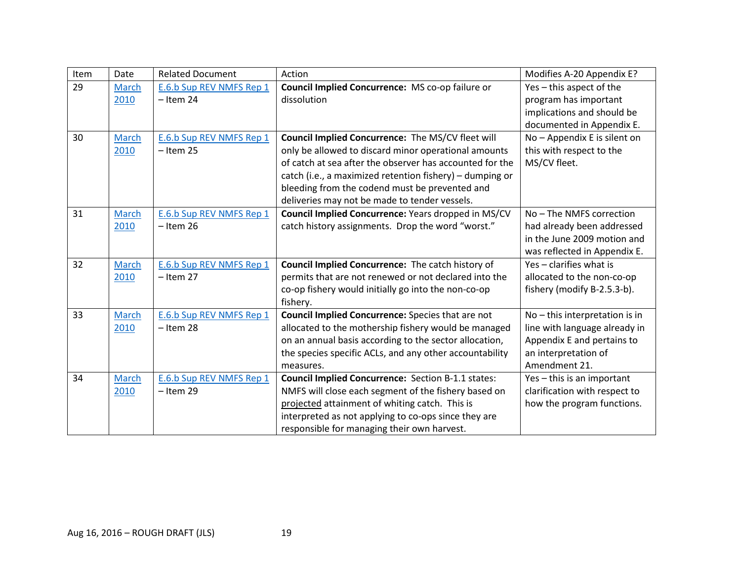| Item | Date | Related Document | Action | Modifies A-20 Appendix E? |
|---|---|---|---|---|
| 29 | March 2010 | E.6.b Sup REV NMFS Rep 1 – Item 24 | **Council Implied Concurrence:** MS co-op failure or dissolution | Yes – this aspect of the program has important implications and should be documented in Appendix E. |
| 30 | March 2010 | E.6.b Sup REV NMFS Rep 1 – Item 25 | **Council Implied Concurrence:** The MS/CV fleet will only be allowed to discard minor operational amounts of catch at sea after the observer has accounted for the catch (i.e., a maximized retention fishery) – dumping or bleeding from the codend must be prevented and deliveries may not be made to tender vessels. | No – Appendix E is silent on this with respect to the MS/CV fleet. |
| 31 | March 2010 | E.6.b Sup REV NMFS Rep 1 – Item 26 | **Council Implied Concurrence:** Years dropped in MS/CV catch history assignments. Drop the word "worst." | No – The NMFS correction had already been addressed in the June 2009 motion and was reflected in Appendix E. |
| 32 | March 2010 | E.6.b Sup REV NMFS Rep 1 – Item 27 | **Council Implied Concurrence:** The catch history of permits that are not renewed or not declared into the co-op fishery would initially go into the non-co-op fishery. | Yes – clarifies what is allocated to the non-co-op fishery (modify B-2.5.3-b). |
| 33 | March 2010 | E.6.b Sup REV NMFS Rep 1 – Item 28 | **Council Implied Concurrence:** Species that are not allocated to the mothership fishery would be managed on an annual basis according to the sector allocation, the species specific ACLs, and any other accountability measures. | No – this interpretation is in line with language already in Appendix E and pertains to an interpretation of Amendment 21. |
| 34 | March 2010 | E.6.b Sup REV NMFS Rep 1 – Item 29 | **Council Implied Concurrence:** Section B-1.1 states: NMFS will close each segment of the fishery based on projected attainment of whiting catch. This is interpreted as not applying to co-ops since they are responsible for managing their own harvest. | Yes – this is an important clarification with respect to how the program functions. |

Aug 16, 2016 – ROUGH DRAFT (JLS)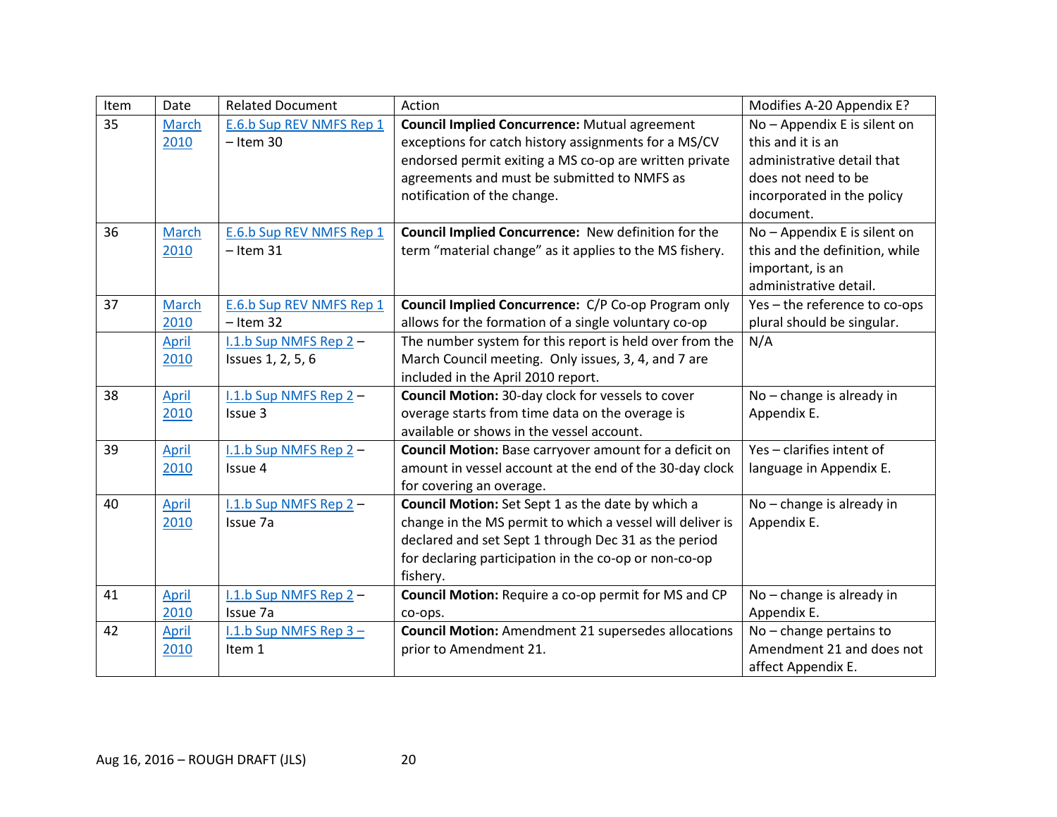| Item | Date | Related Document | Action | Modifies A-20 Appendix E? |
| --- | --- | --- | --- | --- |
| 35 | March 2010 | E.6.b Sup REV NMFS Rep 1 – Item 30 | **Council Implied Concurrence:** Mutual agreement exceptions for catch history assignments for a MS/CV endorsed permit exiting a MS co-op are written private agreements and must be submitted to NMFS as notification of the change. | No – Appendix E is silent on this and it is an administrative detail that does not need to be incorporated in the policy document. |
| 36 | March 2010 | E.6.b Sup REV NMFS Rep 1 – Item 31 | **Council Implied Concurrence:** New definition for the term "material change" as it applies to the MS fishery. | No – Appendix E is silent on this and the definition, while important, is an administrative detail. |
| 37 | March 2010 | E.6.b Sup REV NMFS Rep 1 – Item 32 | **Council Implied Concurrence:** C/P Co-op Program only allows for the formation of a single voluntary co-op | Yes – the reference to co-ops plural should be singular. |
| | April 2010 | I.1.b Sup NMFS Rep 2 – Issues 1, 2, 5, 6 | The number system for this report is held over from the March Council meeting. Only issues, 3, 4, and 7 are included in the April 2010 report. | N/A |
| 38 | April 2010 | I.1.b Sup NMFS Rep 2 – Issue 3 | **Council Motion:** 30-day clock for vessels to cover overage starts from time data on the overage is available or shows in the vessel account. | No – change is already in Appendix E. |
| 39 | April 2010 | I.1.b Sup NMFS Rep 2 – Issue 4 | **Council Motion:** Base carryover amount for a deficit on amount in vessel account at the end of the 30-day clock for covering an overage. | Yes – clarifies intent of language in Appendix E. |
| 40 | April 2010 | I.1.b Sup NMFS Rep 2 – Issue 7a | **Council Motion:** Set Sept 1 as the date by which a change in the MS permit to which a vessel will deliver is declared and set Sept 1 through Dec 31 as the period for declaring participation in the co-op or non-co-op fishery. | No – change is already in Appendix E. |
| 41 | April 2010 | I.1.b Sup NMFS Rep 2 – Issue 7a | **Council Motion:** Require a co-op permit for MS and CP co-ops. | No – change is already in Appendix E. |
| 42 | April 2010 | I.1.b Sup NMFS Rep 3 – Item 1 | **Council Motion:** Amendment 21 supersedes allocations prior to Amendment 21. | No – change pertains to Amendment 21 and does not affect Appendix E. |

Aug 16, 2016 – ROUGH DRAFT (JLS)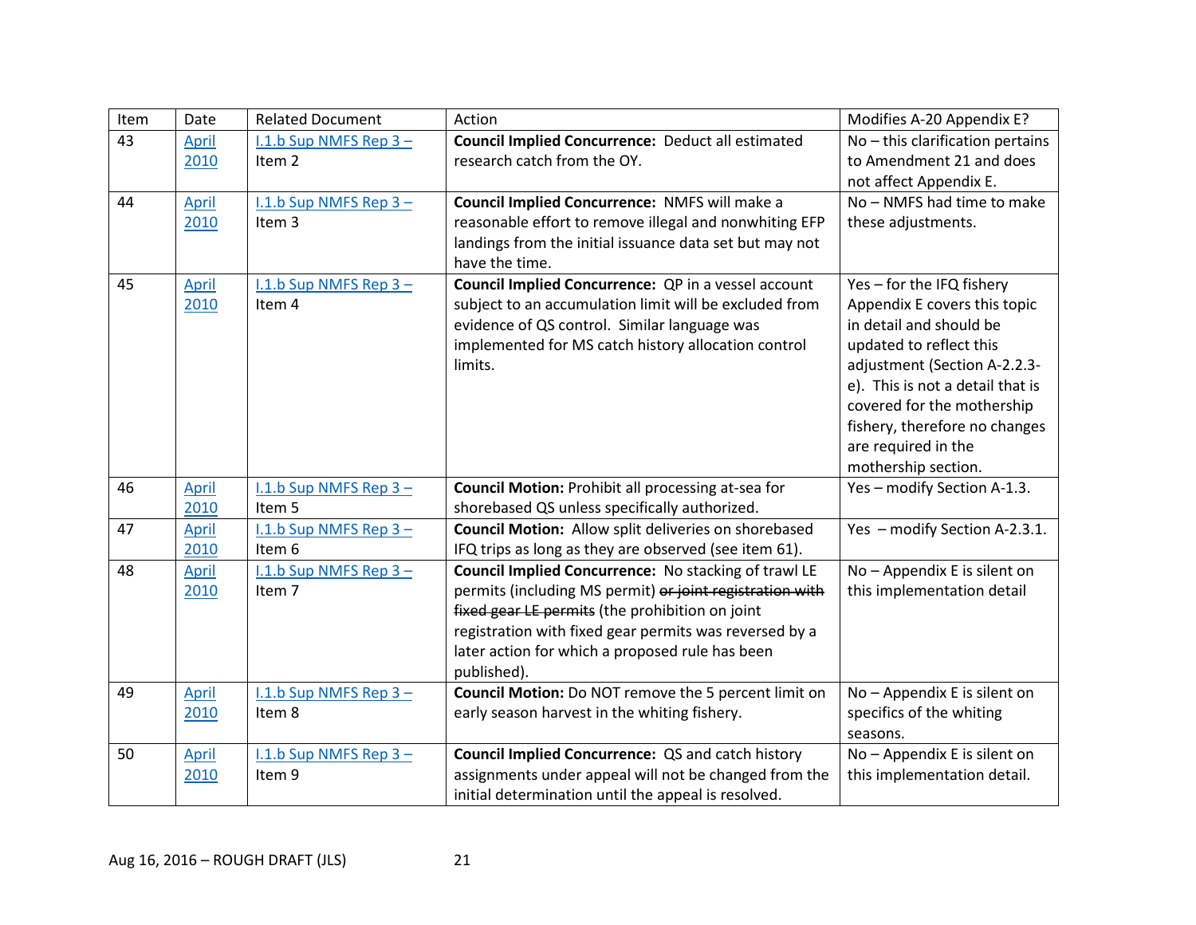| Item | Date | Related Document | Action | Modifies A-20 Appendix E? |
|---|---|---|---|---|
| 43 | April 2010 | I.1.b Sup NMFS Rep 3 – Item 2 | **Council Implied Concurrence:** Deduct all estimated research catch from the OY. | No – this clarification pertains to Amendment 21 and does not affect Appendix E. |
| 44 | April 2010 | I.1.b Sup NMFS Rep 3 – Item 3 | **Council Implied Concurrence:** NMFS will make a reasonable effort to remove illegal and nonwhiting EFP landings from the initial issuance data set but may not have the time. | No – NMFS had time to make these adjustments. |
| 45 | April 2010 | I.1.b Sup NMFS Rep 3 – Item 4 | **Council Implied Concurrence:** QP in a vessel account subject to an accumulation limit will be excluded from evidence of QS control. Similar language was implemented for MS catch history allocation control limits. | Yes – for the IFQ fishery Appendix E covers this topic in detail and should be updated to reflect this adjustment (Section A-2.2.3-e). This is not a detail that is covered for the mothership fishery, therefore no changes are required in the mothership section. |
| 46 | April 2010 | I.1.b Sup NMFS Rep 3 – Item 5 | **Council Motion:** Prohibit all processing at-sea for shorebased QS unless specifically authorized. | Yes – modify Section A-1.3. |
| 47 | April 2010 | I.1.b Sup NMFS Rep 3 – Item 6 | **Council Motion:** Allow split deliveries on shorebased IFQ trips as long as they are observed (see item 61). | Yes – modify Section A-2.3.1. |
| 48 | April 2010 | I.1.b Sup NMFS Rep 3 – Item 7 | **Council Implied Concurrence:** No stacking of trawl LE permits (including MS permit) ~~or joint registration with fixed gear LE permits~~ (the prohibition on joint registration with fixed gear permits was reversed by a later action for which a proposed rule has been published). | No – Appendix E is silent on this implementation detail |
| 49 | April 2010 | I.1.b Sup NMFS Rep 3 – Item 8 | **Council Motion:** Do NOT remove the 5 percent limit on early season harvest in the whiting fishery. | No – Appendix E is silent on specifics of the whiting seasons. |
| 50 | April 2010 | I.1.b Sup NMFS Rep 3 – Item 9 | **Council Implied Concurrence:** QS and catch history assignments under appeal will not be changed from the initial determination until the appeal is resolved. | No – Appendix E is silent on this implementation detail. |

Aug 16, 2016 – ROUGH DRAFT (JLS)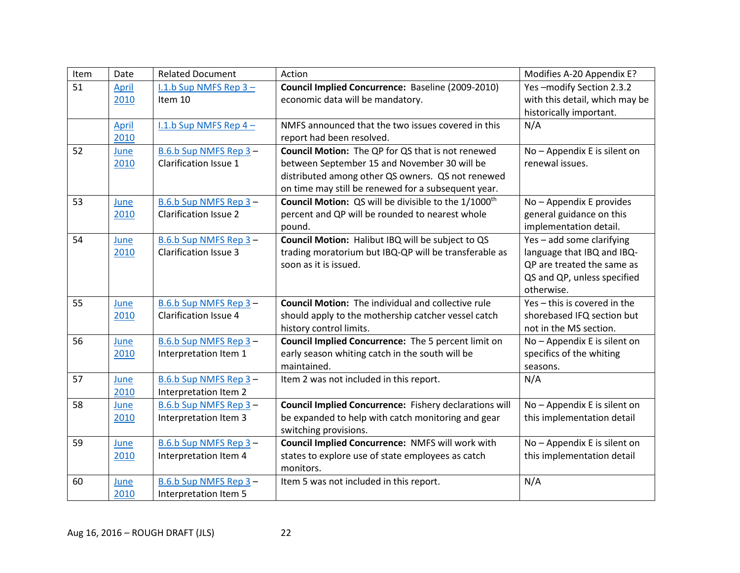| Item | Date | Related Document | Action | Modifies A-20 Appendix E? |
|---|---|---|---|---|
| 51 | April 2010 | I.1.b Sup NMFS Rep 3 – Item 10 | **Council Implied Concurrence:** Baseline (2009-2010) economic data will be mandatory. | Yes –modify Section 2.3.2 with this detail, which may be historically important. |
| | April 2010 | I.1.b Sup NMFS Rep 4 – | NMFS announced that the two issues covered in this report had been resolved. | N/A |
| 52 | June 2010 | B.6.b Sup NMFS Rep 3 – Clarification Issue 1 | **Council Motion:** The QP for QS that is not renewed between September 15 and November 30 will be distributed among other QS owners. QS not renewed on time may still be renewed for a subsequent year. | No – Appendix E is silent on renewal issues. |
| 53 | June 2010 | B.6.b Sup NMFS Rep 3 – Clarification Issue 2 | **Council Motion:** QS will be divisible to the 1/1000th percent and QP will be rounded to nearest whole pound. | No – Appendix E provides general guidance on this implementation detail. |
| 54 | June 2010 | B.6.b Sup NMFS Rep 3 – Clarification Issue 3 | **Council Motion:** Halibut IBQ will be subject to QS trading moratorium but IBQ-QP will be transferable as soon as it is issued. | Yes – add some clarifying language that IBQ and IBQ-QP are treated the same as QS and QP, unless specified otherwise. |
| 55 | June 2010 | B.6.b Sup NMFS Rep 3 – Clarification Issue 4 | **Council Motion:** The individual and collective rule should apply to the mothership catcher vessel catch history control limits. | Yes – this is covered in the shorebased IFQ section but not in the MS section. |
| 56 | June 2010 | B.6.b Sup NMFS Rep 3 – Interpretation Item 1 | **Council Implied Concurrence:** The 5 percent limit on early season whiting catch in the south will be maintained. | No – Appendix E is silent on specifics of the whiting seasons. |
| 57 | June 2010 | B.6.b Sup NMFS Rep 3 – Interpretation Item 2 | Item 2 was not included in this report. | N/A |
| 58 | June 2010 | B.6.b Sup NMFS Rep 3 – Interpretation Item 3 | **Council Implied Concurrence:** Fishery declarations will be expanded to help with catch monitoring and gear switching provisions. | No – Appendix E is silent on this implementation detail |
| 59 | June 2010 | B.6.b Sup NMFS Rep 3 – Interpretation Item 4 | **Council Implied Concurrence:** NMFS will work with states to explore use of state employees as catch monitors. | No – Appendix E is silent on this implementation detail |
| 60 | June 2010 | B.6.b Sup NMFS Rep 3 – Interpretation Item 5 | Item 5 was not included in this report. | N/A |

Aug 16, 2016 – ROUGH DRAFT (JLS)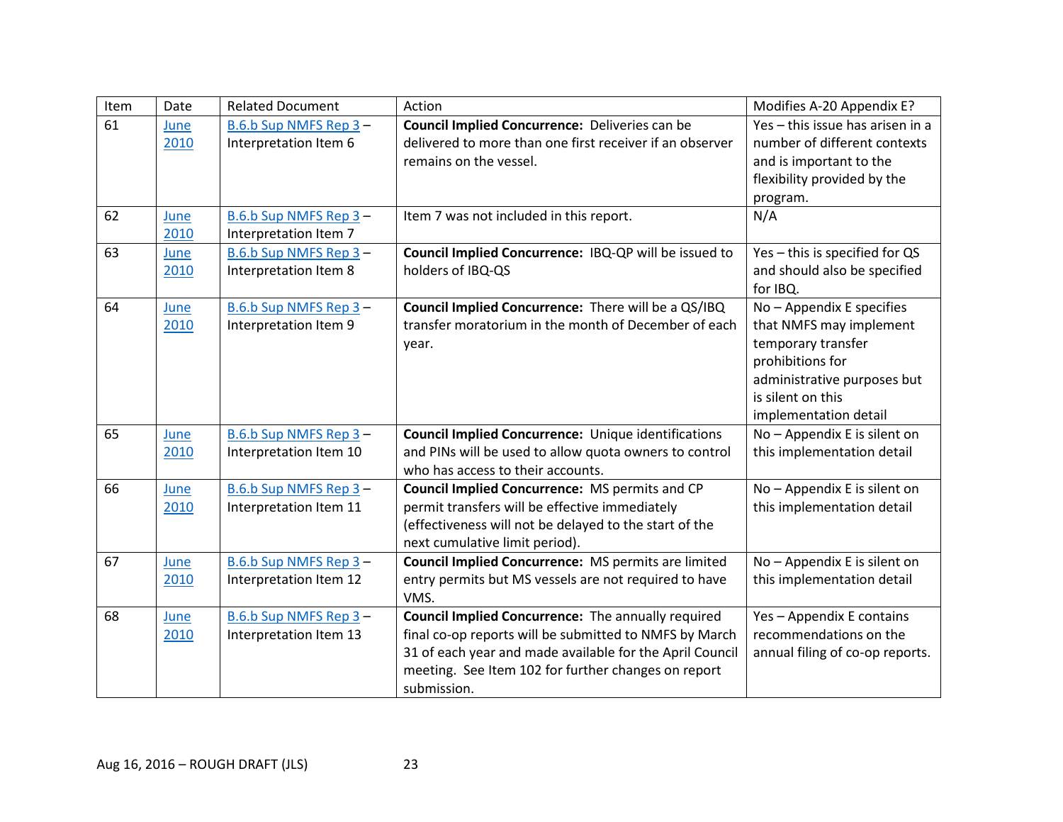| Item | Date | Related Document | Action | Modifies A-20 Appendix E? |
| --- | --- | --- | --- | --- |
| 61 | June 2010 | B.6.b Sup NMFS Rep 3 – Interpretation Item 6 | **Council Implied Concurrence:** Deliveries can be delivered to more than one first receiver if an observer remains on the vessel. | Yes – this issue has arisen in a number of different contexts and is important to the flexibility provided by the program. |
| 62 | June 2010 | B.6.b Sup NMFS Rep 3 – Interpretation Item 7 | Item 7 was not included in this report. | N/A |
| 63 | June 2010 | B.6.b Sup NMFS Rep 3 – Interpretation Item 8 | **Council Implied Concurrence:** IBQ-QP will be issued to holders of IBQ-QS | Yes – this is specified for QS and should also be specified for IBQ. |
| 64 | June 2010 | B.6.b Sup NMFS Rep 3 – Interpretation Item 9 | **Council Implied Concurrence:** There will be a QS/IBQ transfer moratorium in the month of December of each year. | No – Appendix E specifies that NMFS may implement temporary transfer prohibitions for administrative purposes but is silent on this implementation detail |
| 65 | June 2010 | B.6.b Sup NMFS Rep 3 – Interpretation Item 10 | **Council Implied Concurrence:** Unique identifications and PINs will be used to allow quota owners to control who has access to their accounts. | No – Appendix E is silent on this implementation detail |
| 66 | June 2010 | B.6.b Sup NMFS Rep 3 – Interpretation Item 11 | **Council Implied Concurrence:** MS permits and CP permit transfers will be effective immediately (effectiveness will not be delayed to the start of the next cumulative limit period). | No – Appendix E is silent on this implementation detail |
| 67 | June 2010 | B.6.b Sup NMFS Rep 3 – Interpretation Item 12 | **Council Implied Concurrence:** MS permits are limited entry permits but MS vessels are not required to have VMS. | No – Appendix E is silent on this implementation detail |
| 68 | June 2010 | B.6.b Sup NMFS Rep 3 – Interpretation Item 13 | **Council Implied Concurrence:** The annually required final co-op reports will be submitted to NMFS by March 31 of each year and made available for the April Council meeting. See Item 102 for further changes on report submission. | Yes – Appendix E contains recommendations on the annual filing of co-op reports. |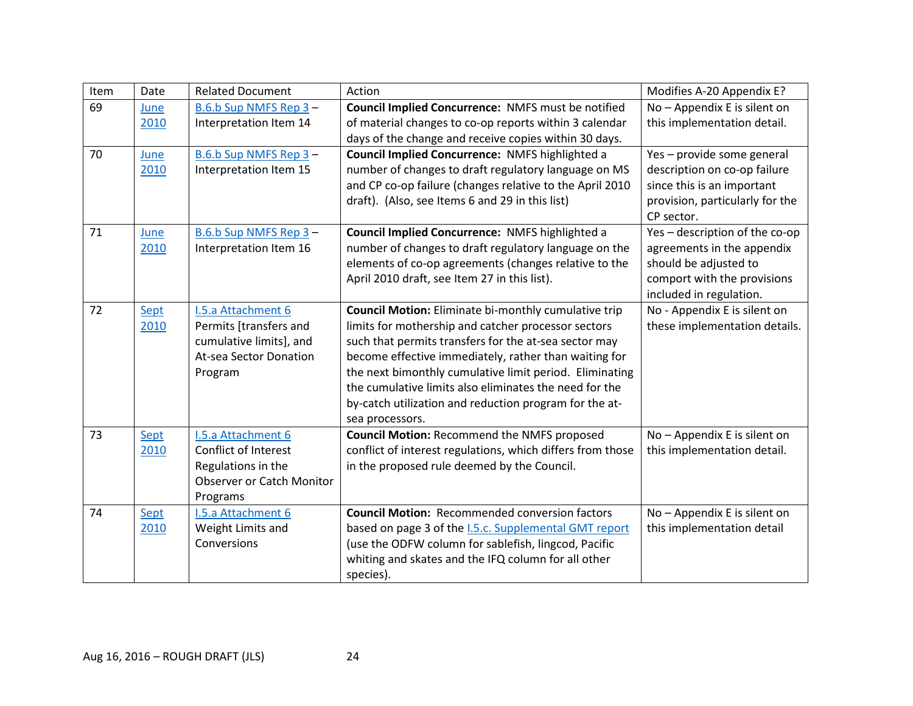| Item | Date | Related Document | Action | Modifies A-20 Appendix E? |
|---|---|---|---|---|
| 69 | June 2010 | B.6.b Sup NMFS Rep 3 – Interpretation Item 14 | **Council Implied Concurrence:** NMFS must be notified of material changes to co-op reports within 3 calendar days of the change and receive copies within 30 days. | No – Appendix E is silent on this implementation detail. |
| 70 | June 2010 | B.6.b Sup NMFS Rep 3 – Interpretation Item 15 | **Council Implied Concurrence:** NMFS highlighted a number of changes to draft regulatory language on MS and CP co-op failure (changes relative to the April 2010 draft). (Also, see Items 6 and 29 in this list) | Yes – provide some general description on co-op failure since this is an important provision, particularly for the CP sector. |
| 71 | June 2010 | B.6.b Sup NMFS Rep 3 – Interpretation Item 16 | **Council Implied Concurrence:** NMFS highlighted a number of changes to draft regulatory language on the elements of co-op agreements (changes relative to the April 2010 draft, see Item 27 in this list). | Yes – description of the co-op agreements in the appendix should be adjusted to comport with the provisions included in regulation. |
| 72 | Sept 2010 | I.5.a Attachment 6 Permits [transfers and cumulative limits], and At-sea Sector Donation Program | **Council Motion:** Eliminate bi-monthly cumulative trip limits for mothership and catcher processor sectors such that permits transfers for the at-sea sector may become effective immediately, rather than waiting for the next bimonthly cumulative limit period. Eliminating the cumulative limits also eliminates the need for the by-catch utilization and reduction program for the at-sea processors. | No - Appendix E is silent on these implementation details. |
| 73 | Sept 2010 | I.5.a Attachment 6 Conflict of Interest Regulations in the Observer or Catch Monitor Programs | **Council Motion:** Recommend the NMFS proposed conflict of interest regulations, which differs from those in the proposed rule deemed by the Council. | No – Appendix E is silent on this implementation detail. |
| 74 | Sept 2010 | I.5.a Attachment 6 Weight Limits and Conversions | **Council Motion:** Recommended conversion factors based on page 3 of the I.5.c. Supplemental GMT report (use the ODFW column for sablefish, lingcod, Pacific whiting and skates and the IFQ column for all other species). | No – Appendix E is silent on this implementation detail |

Aug 16, 2016 – ROUGH DRAFT (JLS)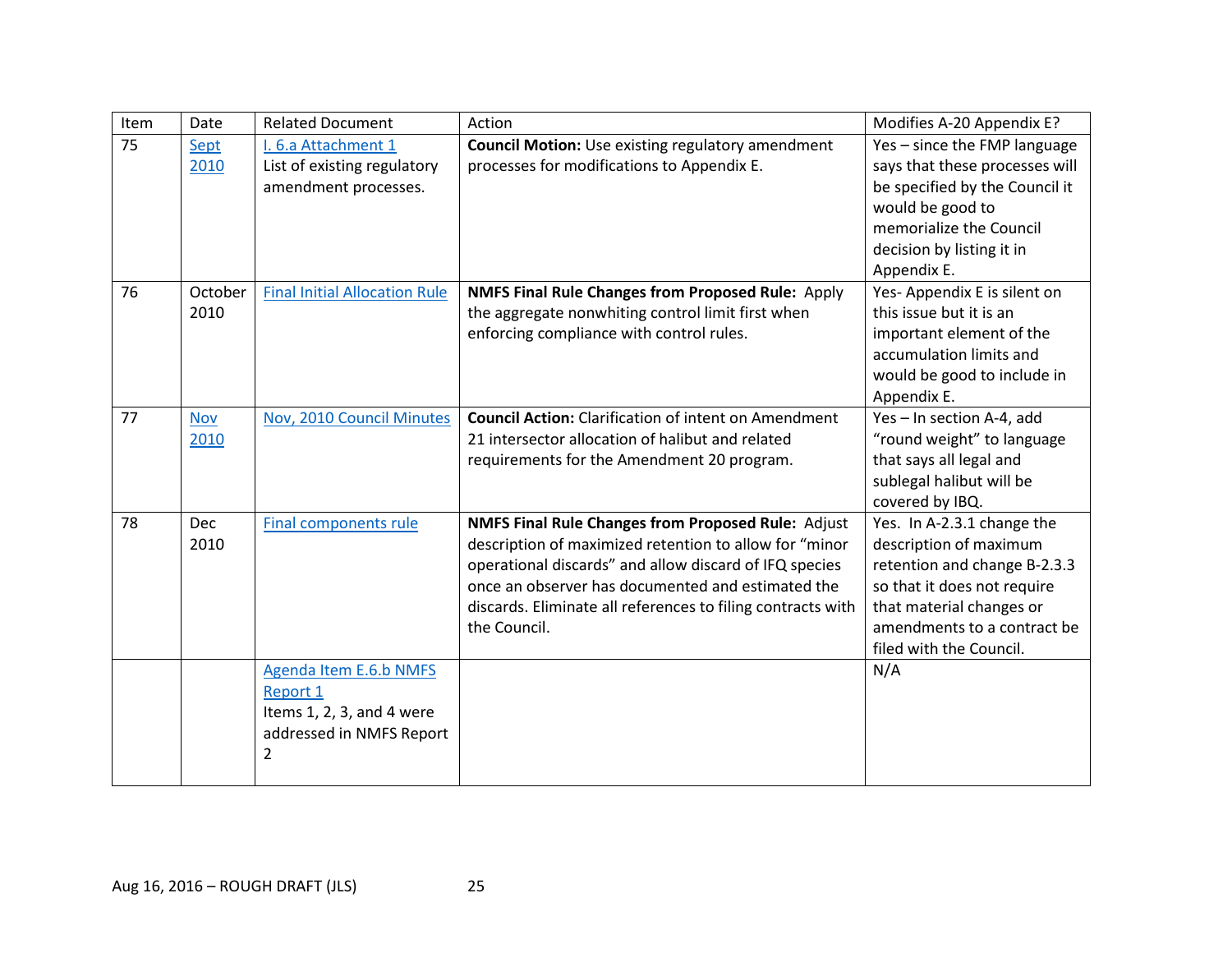| Item | Date | Related Document | Action | Modifies A-20 Appendix E? |
|---|---|---|---|---|
| 75 | Sept 2010 | I. 6.a Attachment 1 List of existing regulatory amendment processes. | **Council Motion:** Use existing regulatory amendment processes for modifications to Appendix E. | Yes – since the FMP language says that these processes will be specified by the Council it would be good to memorialize the Council decision by listing it in Appendix E. |
| 76 | October 2010 | Final Initial Allocation Rule | **NMFS Final Rule Changes from Proposed Rule:** Apply the aggregate nonwhiting control limit first when enforcing compliance with control rules. | Yes- Appendix E is silent on this issue but it is an important element of the accumulation limits and would be good to include in Appendix E. |
| 77 | Nov 2010 | Nov, 2010 Council Minutes | **Council Action:** Clarification of intent on Amendment 21 intersector allocation of halibut and related requirements for the Amendment 20 program. | Yes – In section A-4, add "round weight" to language that says all legal and sublegal halibut will be covered by IBQ. |
| 78 | Dec 2010 | Final components rule | **NMFS Final Rule Changes from Proposed Rule:** Adjust description of maximized retention to allow for "minor operational discards" and allow discard of IFQ species once an observer has documented and estimated the discards. Eliminate all references to filing contracts with the Council. | Yes. In A-2.3.1 change the description of maximum retention and change B-2.3.3 so that it does not require that material changes or amendments to a contract be filed with the Council. |
| | | Agenda Item E.6.b NMFS Report 1 Items 1, 2, 3, and 4 were addressed in NMFS Report 2 | | N/A |

Aug 16, 2016 – ROUGH DRAFT (JLS)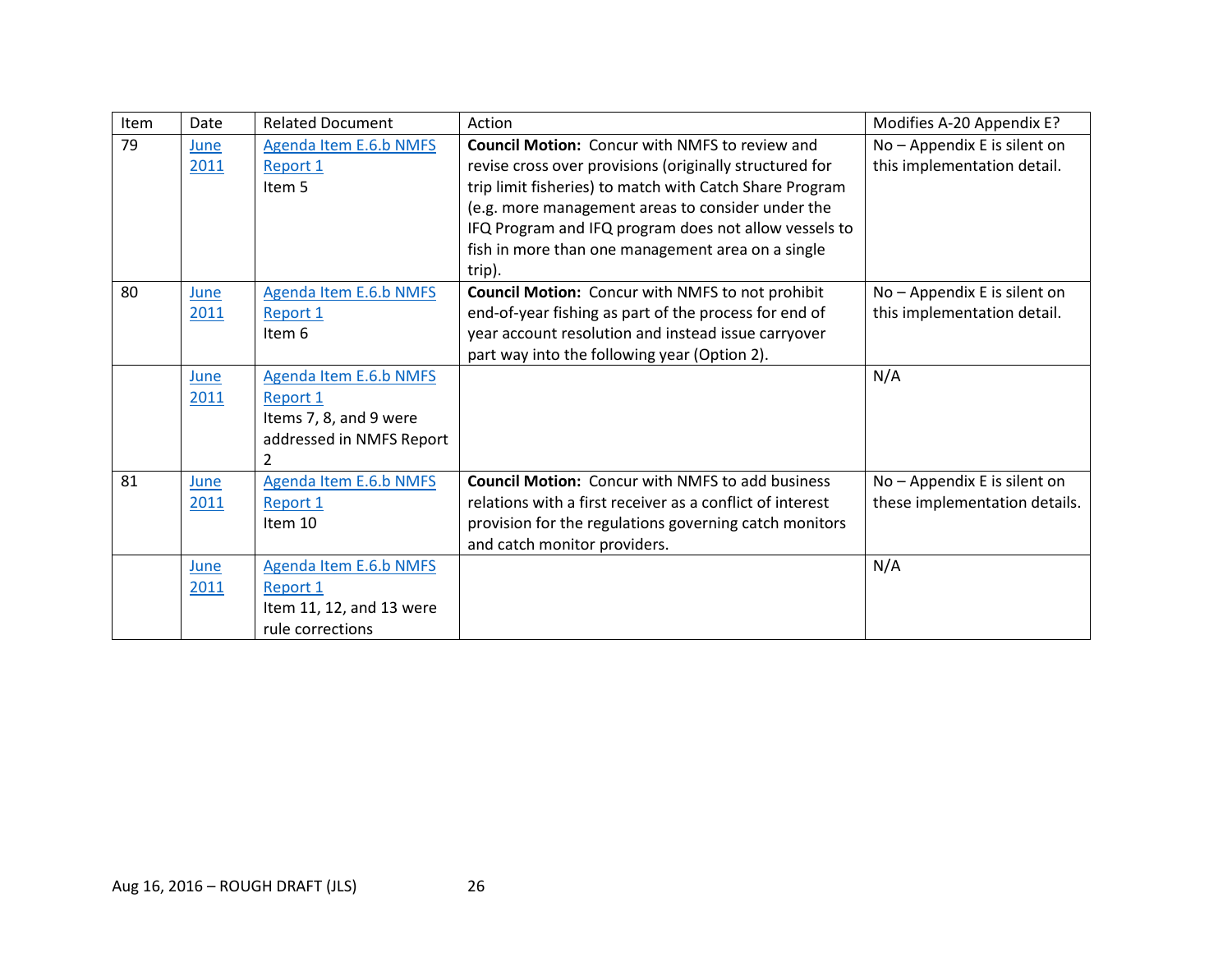| Item | Date | Related Document | Action | Modifies A-20 Appendix E? |
|---|---|---|---|---|
| 79 | June 2011 | Agenda Item E.6.b NMFS Report 1 Item 5 | **Council Motion:** Concur with NMFS to review and revise cross over provisions (originally structured for trip limit fisheries) to match with Catch Share Program (e.g. more management areas to consider under the IFQ Program and IFQ program does not allow vessels to fish in more than one management area on a single trip). | No – Appendix E is silent on this implementation detail. |
| 80 | June 2011 | Agenda Item E.6.b NMFS Report 1 Item 6 | **Council Motion:** Concur with NMFS to not prohibit end-of-year fishing as part of the process for end of year account resolution and instead issue carryover part way into the following year (Option 2). | No – Appendix E is silent on this implementation detail. |
| | June 2011 | Agenda Item E.6.b NMFS Report 1 Items 7, 8, and 9 were addressed in NMFS Report 2 | | N/A |
| 81 | June 2011 | Agenda Item E.6.b NMFS Report 1 Item 10 | **Council Motion:** Concur with NMFS to add business relations with a first receiver as a conflict of interest provision for the regulations governing catch monitors and catch monitor providers. | No – Appendix E is silent on these implementation details. |
| | June 2011 | Agenda Item E.6.b NMFS Report 1 Item 11, 12, and 13 were rule corrections | | N/A |

Aug 16, 2016 – ROUGH DRAFT (JLS)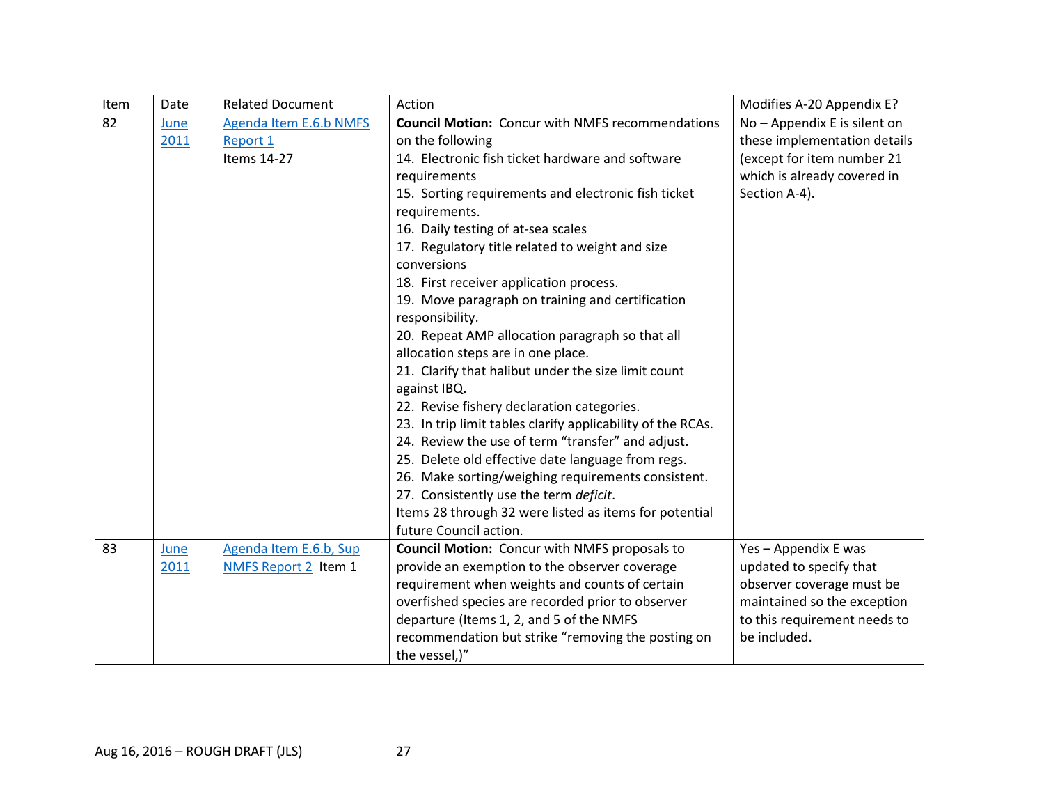| Item | Date | Related Document | Action | Modifies A-20 Appendix E? |
|---|---|---|---|---|
| 82 | June 2011 | Agenda Item E.6.b NMFS Report 1 Items 14-27 | **Council Motion:** Concur with NMFS recommendations on the following<br>14. Electronic fish ticket hardware and software requirements<br>15. Sorting requirements and electronic fish ticket requirements.<br>16. Daily testing of at-sea scales<br>17. Regulatory title related to weight and size conversions<br>18. First receiver application process.<br>19. Move paragraph on training and certification responsibility.<br>20. Repeat AMP allocation paragraph so that all allocation steps are in one place.<br>21. Clarify that halibut under the size limit count against IBQ.<br>22. Revise fishery declaration categories.<br>23. In trip limit tables clarify applicability of the RCAs.<br>24. Review the use of term "transfer" and adjust.<br>25. Delete old effective date language from regs.<br>26. Make sorting/weighing requirements consistent.<br>27. Consistently use the term *deficit*.<br>Items 28 through 32 were listed as items for potential future Council action. | No – Appendix E is silent on these implementation details (except for item number 21 which is already covered in Section A-4). |
| 83 | June 2011 | Agenda Item E.6.b, Sup NMFS Report 2 Item 1 | **Council Motion:** Concur with NMFS proposals to provide an exemption to the observer coverage requirement when weights and counts of certain overfished species are recorded prior to observer departure (Items 1, 2, and 5 of the NMFS recommendation but strike "removing the posting on the vessel,)" | Yes – Appendix E was updated to specify that observer coverage must be maintained so the exception to this requirement needs to be included. |

Aug 16, 2016 – ROUGH DRAFT (JLS)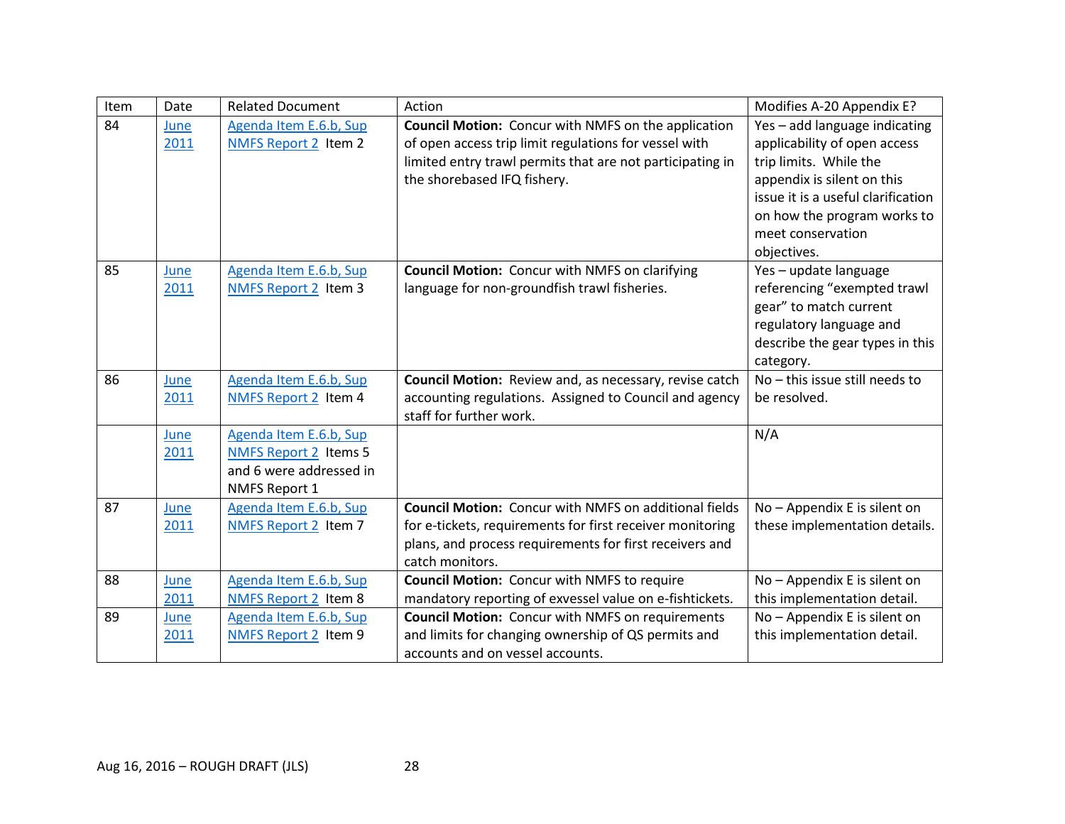| Item | Date | Related Document | Action | Modifies A-20 Appendix E? |
|---|---|---|---|---|
| 84 | June 2011 | Agenda Item E.6.b, Sup NMFS Report 2 Item 2 | **Council Motion:** Concur with NMFS on the application of open access trip limit regulations for vessel with limited entry trawl permits that are not participating in the shorebased IFQ fishery. | Yes – add language indicating applicability of open access trip limits. While the appendix is silent on this issue it is a useful clarification on how the program works to meet conservation objectives. |
| 85 | June 2011 | Agenda Item E.6.b, Sup NMFS Report 2 Item 3 | **Council Motion:** Concur with NMFS on clarifying language for non-groundfish trawl fisheries. | Yes – update language referencing “exempted trawl gear” to match current regulatory language and describe the gear types in this category. |
| 86 | June 2011 | Agenda Item E.6.b, Sup NMFS Report 2 Item 4 | **Council Motion:** Review and, as necessary, revise catch accounting regulations. Assigned to Council and agency staff for further work. | No – this issue still needs to be resolved. |
| | June 2011 | Agenda Item E.6.b, Sup NMFS Report 2 Items 5 and 6 were addressed in NMFS Report 1 | | N/A |
| 87 | June 2011 | Agenda Item E.6.b, Sup NMFS Report 2 Item 7 | **Council Motion:** Concur with NMFS on additional fields for e-tickets, requirements for first receiver monitoring plans, and process requirements for first receivers and catch monitors. | No – Appendix E is silent on these implementation details. |
| 88 | June 2011 | Agenda Item E.6.b, Sup NMFS Report 2 Item 8 | **Council Motion:** Concur with NMFS to require mandatory reporting of exvessel value on e-fishtickets. | No – Appendix E is silent on this implementation detail. |
| 89 | June 2011 | Agenda Item E.6.b, Sup NMFS Report 2 Item 9 | **Council Motion:** Concur with NMFS on requirements and limits for changing ownership of QS permits and accounts and on vessel accounts. | No – Appendix E is silent on this implementation detail. |

Aug 16, 2016 – ROUGH DRAFT (JLS)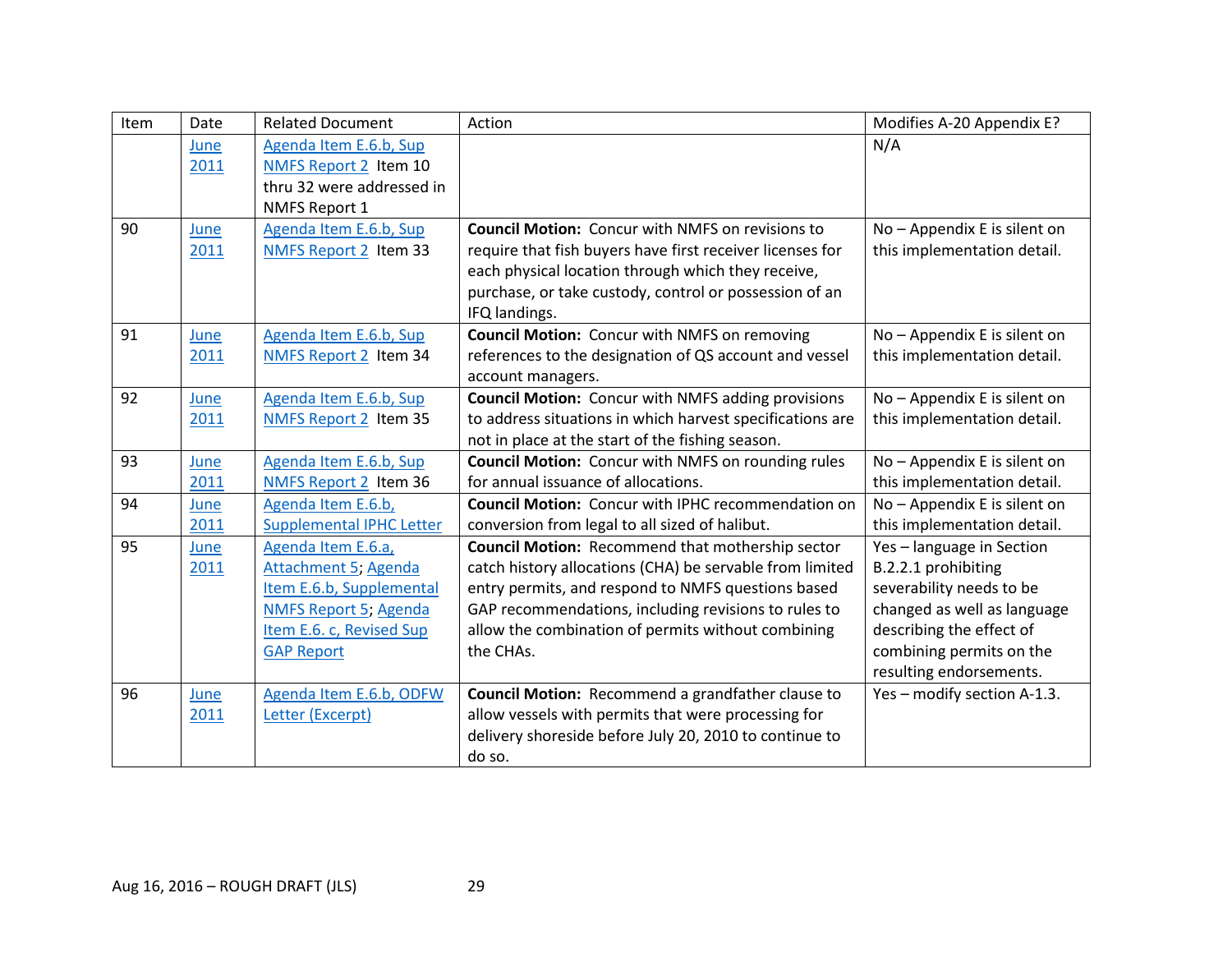| Item | Date | Related Document | Action | Modifies A-20 Appendix E? |
|---|---|---|---|---|
| | June 2011 | Agenda Item E.6.b, Sup NMFS Report 2 Item 10 thru 32 were addressed in NMFS Report 1 | | N/A |
| 90 | June 2011 | Agenda Item E.6.b, Sup NMFS Report 2 Item 33 | **Council Motion:** Concur with NMFS on revisions to require that fish buyers have first receiver licenses for each physical location through which they receive, purchase, or take custody, control or possession of an IFQ landings. | No – Appendix E is silent on this implementation detail. |
| 91 | June 2011 | Agenda Item E.6.b, Sup NMFS Report 2 Item 34 | **Council Motion:** Concur with NMFS on removing references to the designation of QS account and vessel account managers. | No – Appendix E is silent on this implementation detail. |
| 92 | June 2011 | Agenda Item E.6.b, Sup NMFS Report 2 Item 35 | **Council Motion:** Concur with NMFS adding provisions to address situations in which harvest specifications are not in place at the start of the fishing season. | No – Appendix E is silent on this implementation detail. |
| 93 | June 2011 | Agenda Item E.6.b, Sup NMFS Report 2 Item 36 | **Council Motion:** Concur with NMFS on rounding rules for annual issuance of allocations. | No – Appendix E is silent on this implementation detail. |
| 94 | June 2011 | Agenda Item E.6.b, Supplemental IPHC Letter | **Council Motion:** Concur with IPHC recommendation on conversion from legal to all sized of halibut. | No – Appendix E is silent on this implementation detail. |
| 95 | June 2011 | Agenda Item E.6.a, Attachment 5; Agenda Item E.6.b, Supplemental NMFS Report 5; Agenda Item E.6. c, Revised Sup GAP Report | **Council Motion:** Recommend that mothership sector catch history allocations (CHA) be servable from limited entry permits, and respond to NMFS questions based GAP recommendations, including revisions to rules to allow the combination of permits without combining the CHAs. | Yes – language in Section B.2.2.1 prohibiting severability needs to be changed as well as language describing the effect of combining permits on the resulting endorsements. |
| 96 | June 2011 | Agenda Item E.6.b, ODFW Letter (Excerpt) | **Council Motion:** Recommend a grandfather clause to allow vessels with permits that were processing for delivery shoreside before July 20, 2010 to continue to do so. | Yes – modify section A-1.3. |

Aug 16, 2016 – ROUGH DRAFT (JLS)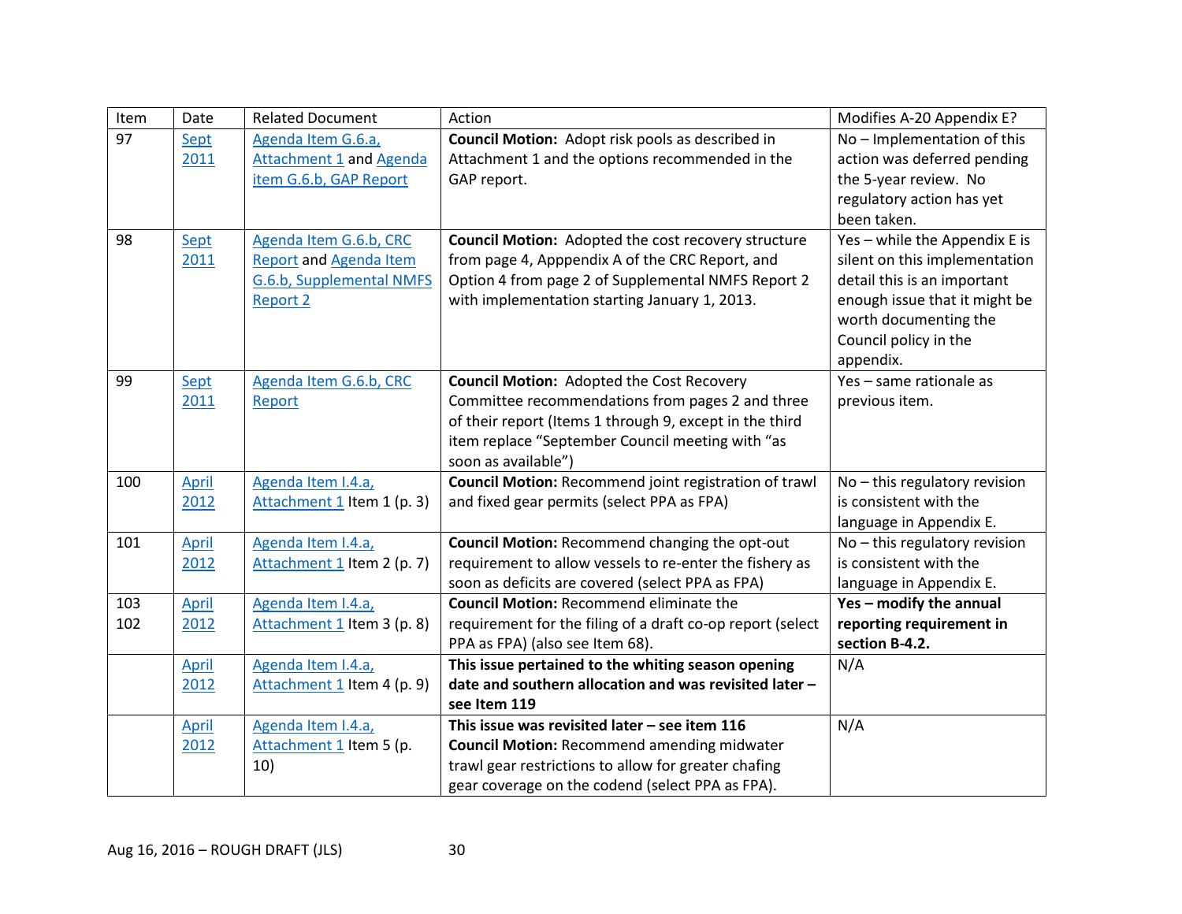| Item | Date | Related Document | Action | Modifies A-20 Appendix E? |
|---|---|---|---|---|
| 97 | Sept 2011 | Agenda Item G.6.a, Attachment 1 and Agenda item G.6.b, GAP Report | **Council Motion:** Adopt risk pools as described in Attachment 1 and the options recommended in the GAP report. | No – Implementation of this action was deferred pending the 5-year review. No regulatory action has yet been taken. |
| 98 | Sept 2011 | Agenda Item G.6.b, CRC Report and Agenda Item G.6.b, Supplemental NMFS Report 2 | **Council Motion:** Adopted the cost recovery structure from page 4, Apppendix A of the CRC Report, and Option 4 from page 2 of Supplemental NMFS Report 2 with implementation starting January 1, 2013. | Yes – while the Appendix E is silent on this implementation detail this is an important enough issue that it might be worth documenting the Council policy in the appendix. |
| 99 | Sept 2011 | Agenda Item G.6.b, CRC Report | **Council Motion:** Adopted the Cost Recovery Committee recommendations from pages 2 and three of their report (Items 1 through 9, except in the third item replace "September Council meeting with "as soon as available") | Yes – same rationale as previous item. |
| 100 | April 2012 | Agenda Item I.4.a, Attachment 1 Item 1 (p. 3) | **Council Motion:** Recommend joint registration of trawl and fixed gear permits (select PPA as FPA) | No – this regulatory revision is consistent with the language in Appendix E. |
| 101 | April 2012 | Agenda Item I.4.a, Attachment 1 Item 2 (p. 7) | **Council Motion:** Recommend changing the opt-out requirement to allow vessels to re-enter the fishery as soon as deficits are covered (select PPA as FPA) | No – this regulatory revision is consistent with the language in Appendix E. |
| 103 102 | April 2012 | Agenda Item I.4.a, Attachment 1 Item 3 (p. 8) | **Council Motion:** Recommend eliminate the requirement for the filing of a draft co-op report (select PPA as FPA) (also see Item 68). | **Yes – modify the annual reporting requirement in section B-4.2.** |
| | April 2012 | Agenda Item I.4.a, Attachment 1 Item 4 (p. 9) | **This issue pertained to the whiting season opening date and southern allocation and was revisited later – see Item 119** | N/A |
| | April 2012 | Agenda Item I.4.a, Attachment 1 Item 5 (p. 10) | **This issue was revisited later – see item 116**<br>**Council Motion:** Recommend amending midwater trawl gear restrictions to allow for greater chafing gear coverage on the codend (select PPA as FPA). | N/A |

Aug 16, 2016 – ROUGH DRAFT (JLS)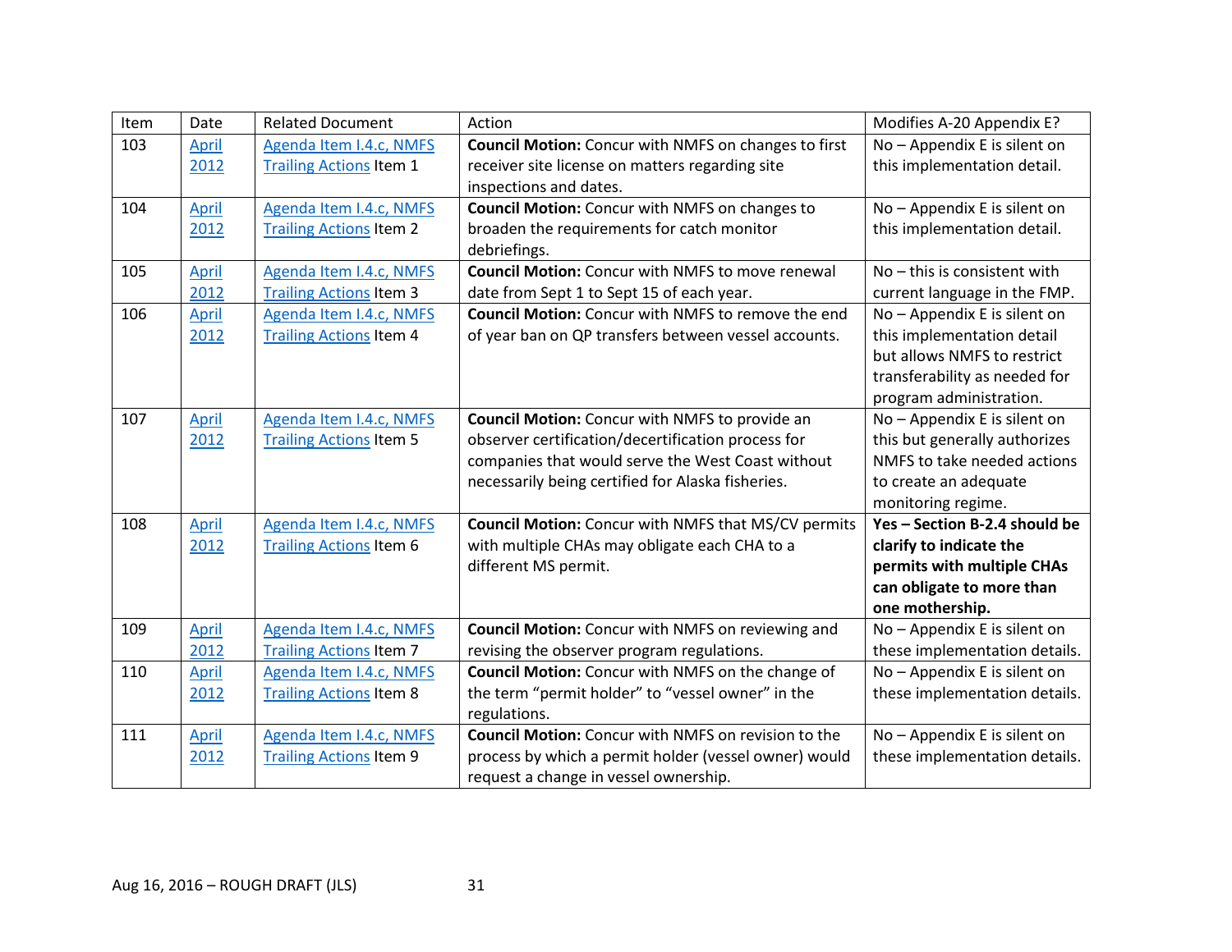| Item | Date | Related Document | Action | Modifies A-20 Appendix E? |
|---|---|---|---|---|
| 103 | April 2012 | Agenda Item I.4.c, NMFS Trailing Actions Item 1 | **Council Motion:** Concur with NMFS on changes to first receiver site license on matters regarding site inspections and dates. | No – Appendix E is silent on this implementation detail. |
| 104 | April 2012 | Agenda Item I.4.c, NMFS Trailing Actions Item 2 | **Council Motion:** Concur with NMFS on changes to broaden the requirements for catch monitor debriefings. | No – Appendix E is silent on this implementation detail. |
| 105 | April 2012 | Agenda Item I.4.c, NMFS Trailing Actions Item 3 | **Council Motion:** Concur with NMFS to move renewal date from Sept 1 to Sept 15 of each year. | No – this is consistent with current language in the FMP. |
| 106 | April 2012 | Agenda Item I.4.c, NMFS Trailing Actions Item 4 | **Council Motion:** Concur with NMFS to remove the end of year ban on QP transfers between vessel accounts. | No – Appendix E is silent on this implementation detail but allows NMFS to restrict transferability as needed for program administration. |
| 107 | April 2012 | Agenda Item I.4.c, NMFS Trailing Actions Item 5 | **Council Motion:** Concur with NMFS to provide an observer certification/decertification process for companies that would serve the West Coast without necessarily being certified for Alaska fisheries. | No – Appendix E is silent on this but generally authorizes NMFS to take needed actions to create an adequate monitoring regime. |
| 108 | April 2012 | Agenda Item I.4.c, NMFS Trailing Actions Item 6 | **Council Motion:** Concur with NMFS that MS/CV permits with multiple CHAs may obligate each CHA to a different MS permit. | **Yes – Section B-2.4 should be clarify to indicate the permits with multiple CHAs can obligate to more than one mothership.** |
| 109 | April 2012 | Agenda Item I.4.c, NMFS Trailing Actions Item 7 | **Council Motion:** Concur with NMFS on reviewing and revising the observer program regulations. | No – Appendix E is silent on these implementation details. |
| 110 | April 2012 | Agenda Item I.4.c, NMFS Trailing Actions Item 8 | **Council Motion:** Concur with NMFS on the change of the term "permit holder" to "vessel owner" in the regulations. | No – Appendix E is silent on these implementation details. |
| 111 | April 2012 | Agenda Item I.4.c, NMFS Trailing Actions Item 9 | **Council Motion:** Concur with NMFS on revision to the process by which a permit holder (vessel owner) would request a change in vessel ownership. | No – Appendix E is silent on these implementation details. |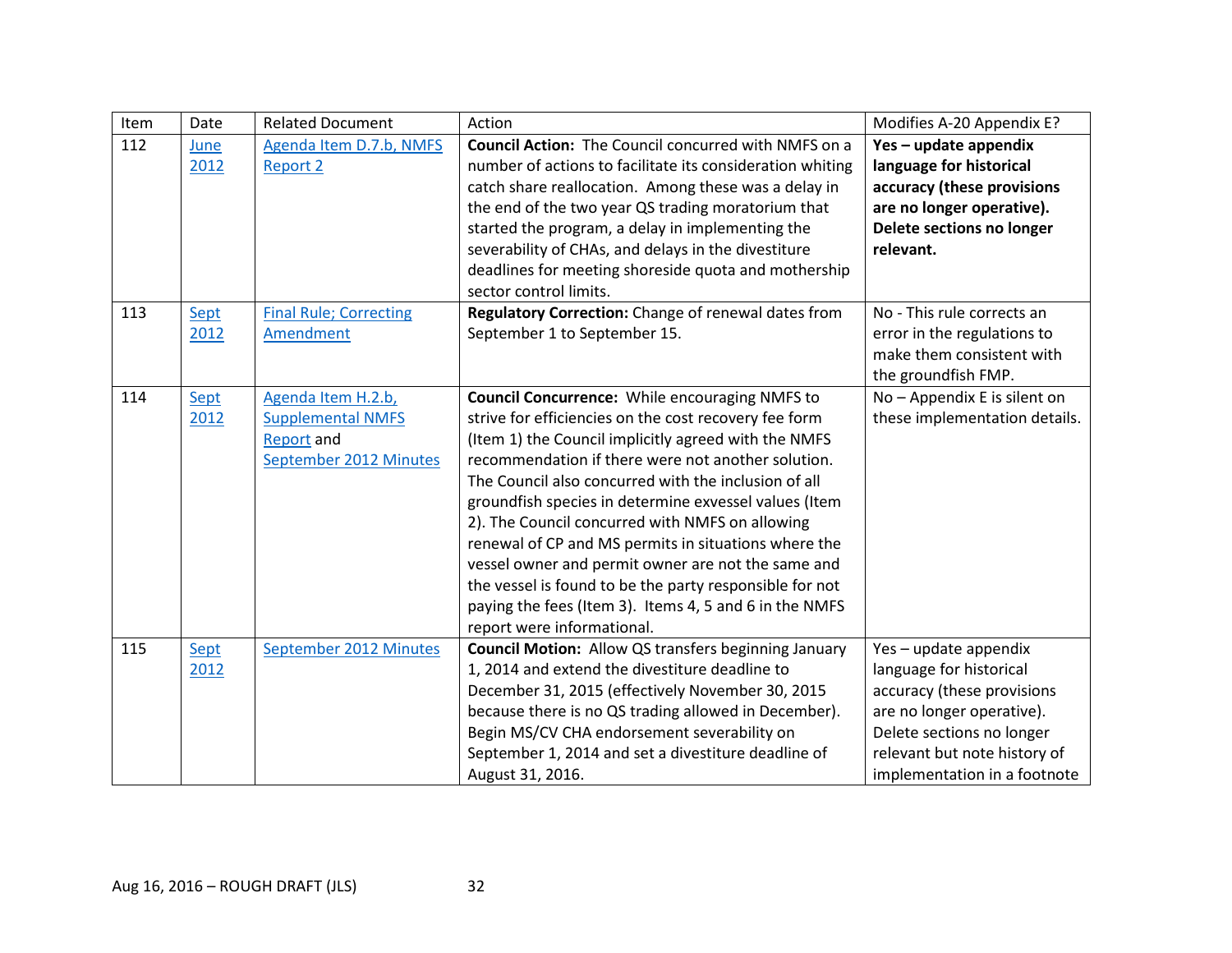| Item | Date | Related Document | Action | Modifies A-20 Appendix E? |
|---|---|---|---|---|
| 112 | June 2012 | Agenda Item D.7.b, NMFS Report 2 | **Council Action:** The Council concurred with NMFS on a number of actions to facilitate its consideration whiting catch share reallocation. Among these was a delay in the end of the two year QS trading moratorium that started the program, a delay in implementing the severability of CHAs, and delays in the divestiture deadlines for meeting shoreside quota and mothership sector control limits. | **Yes – update appendix language for historical accuracy (these provisions are no longer operative). Delete sections no longer relevant.** |
| 113 | Sept 2012 | Final Rule; Correcting Amendment | **Regulatory Correction:** Change of renewal dates from September 1 to September 15. | No - This rule corrects an error in the regulations to make them consistent with the groundfish FMP. |
| 114 | Sept 2012 | Agenda Item H.2.b, Supplemental NMFS Report and September 2012 Minutes | **Council Concurrence:** While encouraging NMFS to strive for efficiencies on the cost recovery fee form (Item 1) the Council implicitly agreed with the NMFS recommendation if there were not another solution. The Council also concurred with the inclusion of all groundfish species in determine exvessel values (Item 2). The Council concurred with NMFS on allowing renewal of CP and MS permits in situations where the vessel owner and permit owner are not the same and the vessel is found to be the party responsible for not paying the fees (Item 3). Items 4, 5 and 6 in the NMFS report were informational. | No – Appendix E is silent on these implementation details. |
| 115 | Sept 2012 | September 2012 Minutes | **Council Motion:** Allow QS transfers beginning January 1, 2014 and extend the divestiture deadline to December 31, 2015 (effectively November 30, 2015 because there is no QS trading allowed in December). Begin MS/CV CHA endorsement severability on September 1, 2014 and set a divestiture deadline of August 31, 2016. | Yes – update appendix language for historical accuracy (these provisions are no longer operative). Delete sections no longer relevant but note history of implementation in a footnote |

Aug 16, 2016 – ROUGH DRAFT (JLS)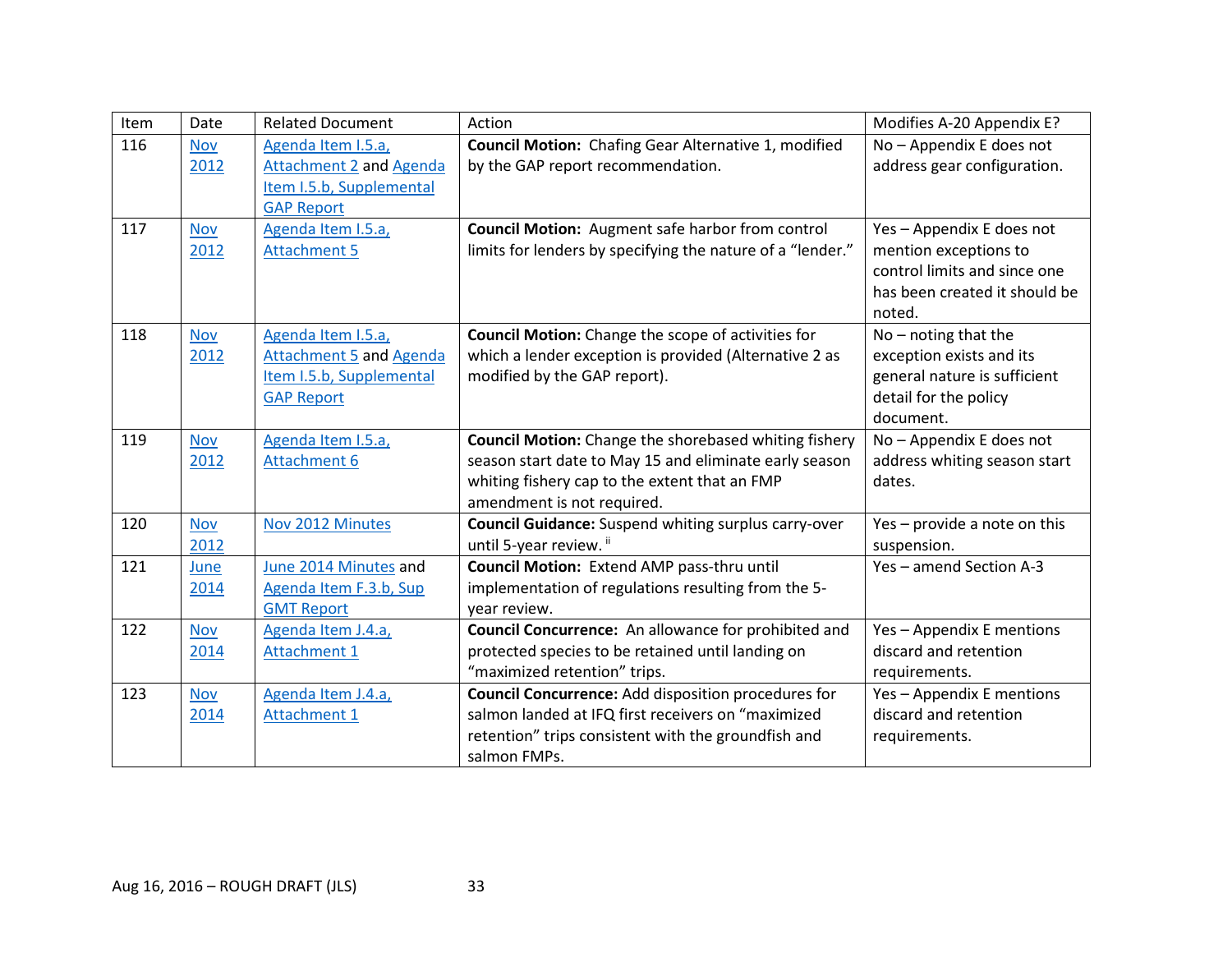| Item | Date | Related Document | Action | Modifies A-20 Appendix E? |
|---|---|---|---|---|
| 116 | Nov 2012 | Agenda Item I.5.a, Attachment 2 and Agenda Item I.5.b, Supplemental GAP Report | **Council Motion:** Chafing Gear Alternative 1, modified by the GAP report recommendation. | No – Appendix E does not address gear configuration. |
| 117 | Nov 2012 | Agenda Item I.5.a, Attachment 5 | **Council Motion:** Augment safe harbor from control limits for lenders by specifying the nature of a "lender." | Yes – Appendix E does not mention exceptions to control limits and since one has been created it should be noted. |
| 118 | Nov 2012 | Agenda Item I.5.a, Attachment 5 and Agenda Item I.5.b, Supplemental GAP Report | **Council Motion:** Change the scope of activities for which a lender exception is provided (Alternative 2 as modified by the GAP report). | No – noting that the exception exists and its general nature is sufficient detail for the policy document. |
| 119 | Nov 2012 | Agenda Item I.5.a, Attachment 6 | **Council Motion:** Change the shorebased whiting fishery season start date to May 15 and eliminate early season whiting fishery cap to the extent that an FMP amendment is not required. | No – Appendix E does not address whiting season start dates. |
| 120 | Nov 2012 | Nov 2012 Minutes | **Council Guidance:** Suspend whiting surplus carry-over until 5-year review. [ii] | Yes – provide a note on this suspension. |
| 121 | June 2014 | June 2014 Minutes and Agenda Item F.3.b, Sup GMT Report | **Council Motion:** Extend AMP pass-thru until implementation of regulations resulting from the 5-year review. | Yes – amend Section A-3 |
| 122 | Nov 2014 | Agenda Item J.4.a, Attachment 1 | **Council Concurrence:** An allowance for prohibited and protected species to be retained until landing on "maximized retention" trips. | Yes – Appendix E mentions discard and retention requirements. |
| 123 | Nov 2014 | Agenda Item J.4.a, Attachment 1 | **Council Concurrence:** Add disposition procedures for salmon landed at IFQ first receivers on "maximized retention" trips consistent with the groundfish and salmon FMPs. | Yes – Appendix E mentions discard and retention requirements. |

Aug 16, 2016 – ROUGH DRAFT (JLS)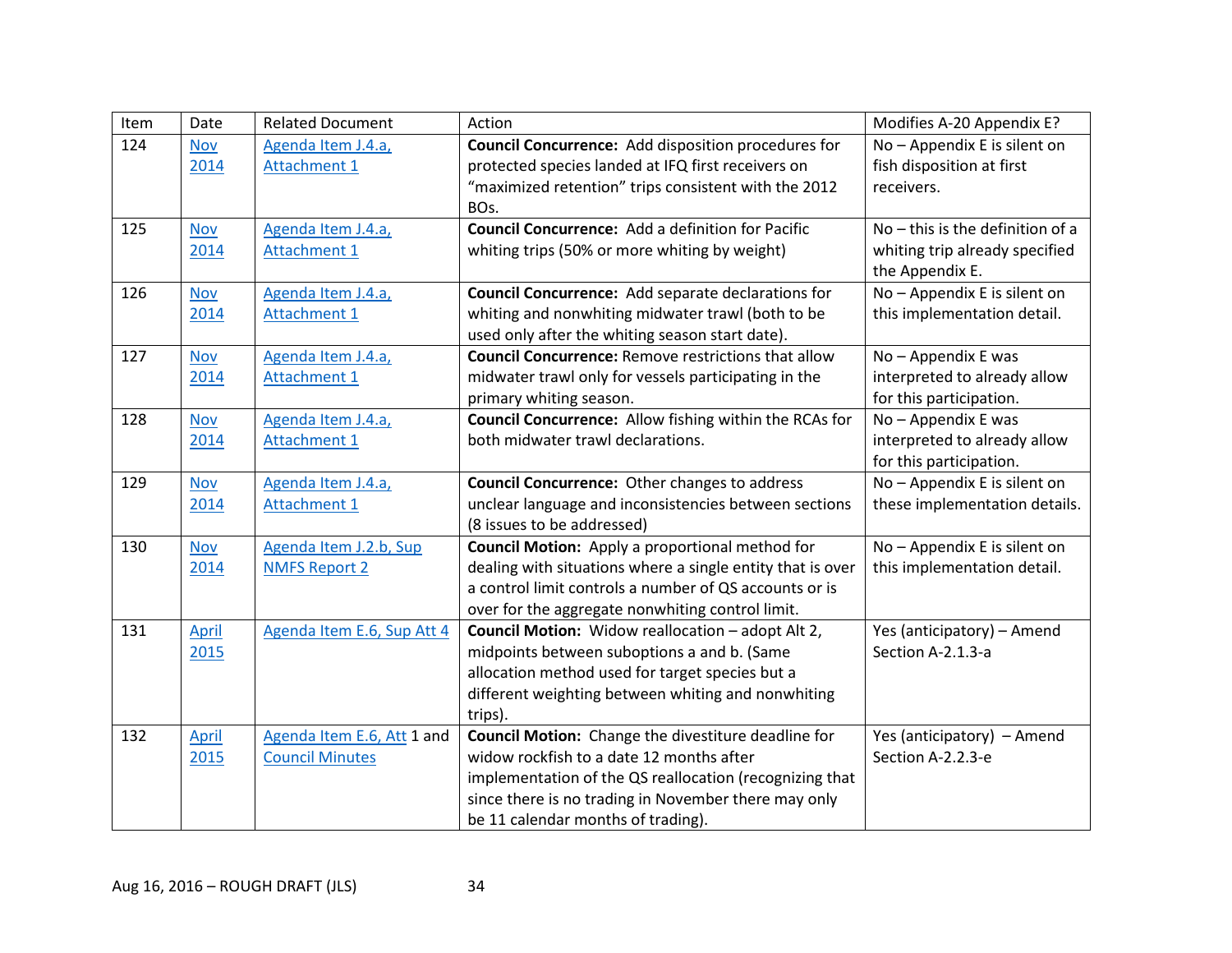| Item | Date | Related Document | Action | Modifies A-20 Appendix E? |
|---|---|---|---|---|
| 124 | Nov 2014 | Agenda Item J.4.a, Attachment 1 | **Council Concurrence:** Add disposition procedures for protected species landed at IFQ first receivers on "maximized retention" trips consistent with the 2012 BOs. | No – Appendix E is silent on fish disposition at first receivers. |
| 125 | Nov 2014 | Agenda Item J.4.a, Attachment 1 | **Council Concurrence:** Add a definition for Pacific whiting trips (50% or more whiting by weight) | No – this is the definition of a whiting trip already specified the Appendix E. |
| 126 | Nov 2014 | Agenda Item J.4.a, Attachment 1 | **Council Concurrence:** Add separate declarations for whiting and nonwhiting midwater trawl (both to be used only after the whiting season start date). | No – Appendix E is silent on this implementation detail. |
| 127 | Nov 2014 | Agenda Item J.4.a, Attachment 1 | **Council Concurrence:** Remove restrictions that allow midwater trawl only for vessels participating in the primary whiting season. | No – Appendix E was interpreted to already allow for this participation. |
| 128 | Nov 2014 | Agenda Item J.4.a, Attachment 1 | **Council Concurrence:** Allow fishing within the RCAs for both midwater trawl declarations. | No – Appendix E was interpreted to already allow for this participation. |
| 129 | Nov 2014 | Agenda Item J.4.a, Attachment 1 | **Council Concurrence:** Other changes to address unclear language and inconsistencies between sections (8 issues to be addressed) | No – Appendix E is silent on these implementation details. |
| 130 | Nov 2014 | Agenda Item J.2.b, Sup NMFS Report 2 | **Council Motion:** Apply a proportional method for dealing with situations where a single entity that is over a control limit controls a number of QS accounts or is over for the aggregate nonwhiting control limit. | No – Appendix E is silent on this implementation detail. |
| 131 | April 2015 | Agenda Item E.6, Sup Att 4 | **Council Motion:** Widow reallocation – adopt Alt 2, midpoints between suboptions a and b. (Same allocation method used for target species but a different weighting between whiting and nonwhiting trips). | Yes (anticipatory) – Amend Section A-2.1.3-a |
| 132 | April 2015 | Agenda Item E.6, Att 1 and Council Minutes | **Council Motion:** Change the divestiture deadline for widow rockfish to a date 12 months after implementation of the QS reallocation (recognizing that since there is no trading in November there may only be 11 calendar months of trading). | Yes (anticipatory) – Amend Section A-2.2.3-e |

Aug 16, 2016 – ROUGH DRAFT (JLS)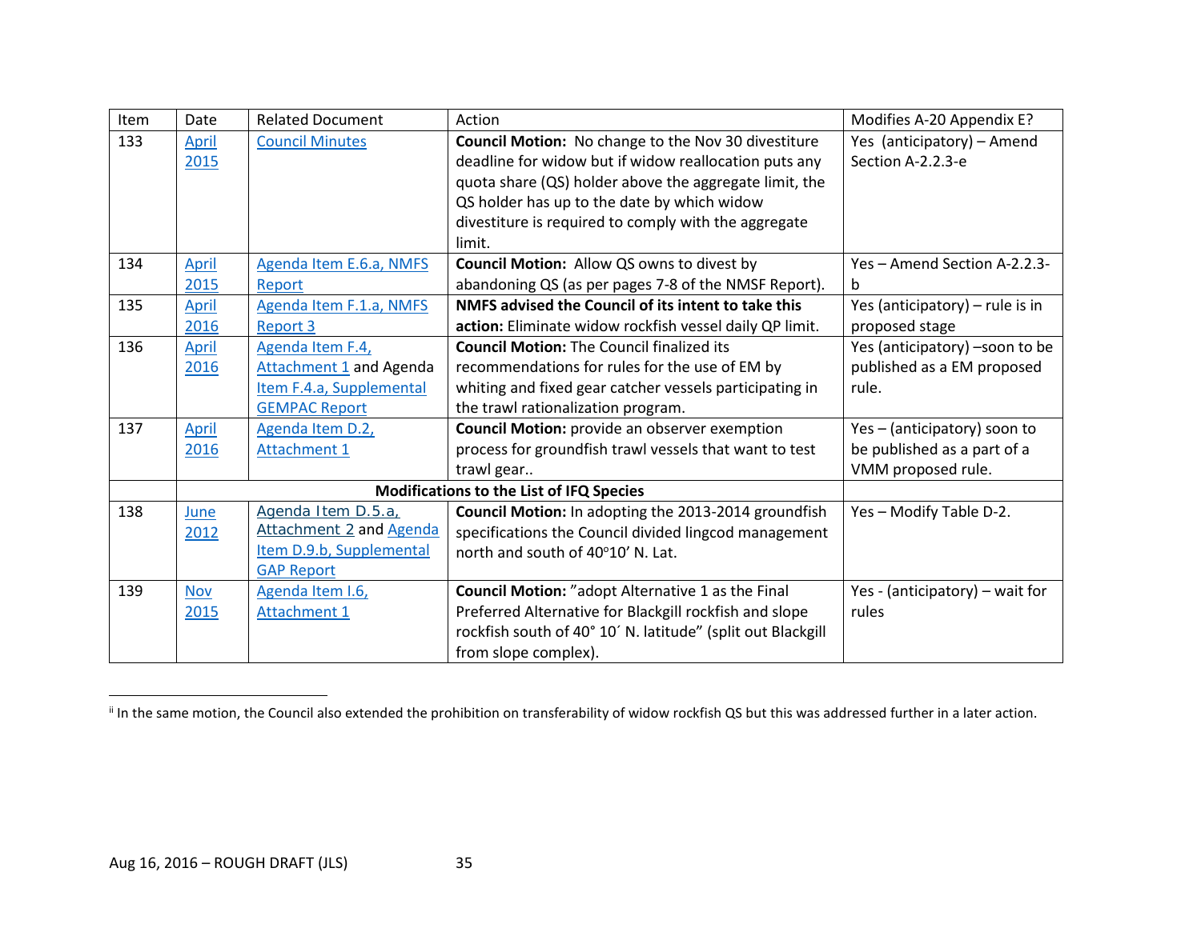| Item | Date | Related Document | Action | Modifies A-20 Appendix E? |
|---|---|---|---|---|
| 133 | April 2015 | Council Minutes | **Council Motion:** No change to the Nov 30 divestiture deadline for widow but if widow reallocation puts any quota share (QS) holder above the aggregate limit, the QS holder has up to the date by which widow divestiture is required to comply with the aggregate limit. | Yes (anticipatory) – Amend Section A-2.2.3-e |
| 134 | April 2015 | Agenda Item E.6.a, NMFS Report | **Council Motion:** Allow QS owns to divest by abandoning QS (as per pages 7-8 of the NMSF Report). | Yes – Amend Section A-2.2.3-b |
| 135 | April 2016 | Agenda Item F.1.a, NMFS Report 3 | **NMFS advised the Council of its intent to take this action:** Eliminate widow rockfish vessel daily QP limit. | Yes (anticipatory) – rule is in proposed stage |
| 136 | April 2016 | Agenda Item F.4, Attachment 1 and Agenda Item F.4.a, Supplemental GEMPAC Report | **Council Motion:** The Council finalized its recommendations for rules for the use of EM by whiting and fixed gear catcher vessels participating in the trawl rationalization program. | Yes (anticipatory) –soon to be published as a EM proposed rule. |
| 137 | April 2016 | Agenda Item D.2, Attachment 1 | **Council Motion:** provide an observer exemption process for groundfish trawl vessels that want to test trawl gear.. | Yes – (anticipatory) soon to be published as a part of a VMM proposed rule. |
| | **Modifications to the List of IFQ Species** | | | |
| 138 | June 2012 | Agenda Item D.5.a, Attachment 2 and Agenda Item D.9.b, Supplemental GAP Report | **Council Motion:** In adopting the 2013-2014 groundfish specifications the Council divided lingcod management north and south of 40°10′ N. Lat. | Yes – Modify Table D-2. |
| 139 | Nov 2015 | Agenda Item I.6, Attachment 1 | **Council Motion:** "adopt Alternative 1 as the Final Preferred Alternative for Blackgill rockfish and slope rockfish south of 40° 10′ N. latitude" (split out Blackgill from slope complex). | Yes - (anticipatory) – wait for rules |

[ii] In the same motion, the Council also extended the prohibition on transferability of widow rockfish QS but this was addressed further in a later action.

Aug 16, 2016 – ROUGH DRAFT (JLS)